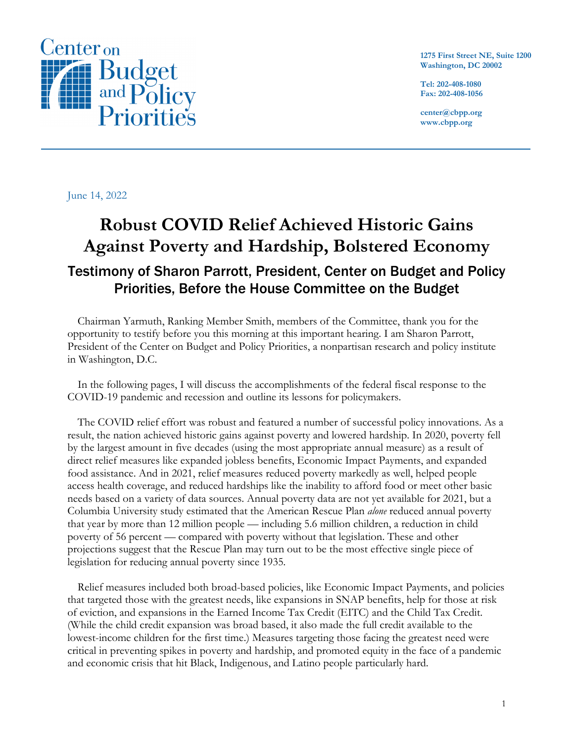Center on Budget and Policy Priorities

1275 First Street NE, Suite 1200
Washington, DC 20002

Tel: 202-408-1080
Fax: 202-408-1056

center@cbpp.org
www.cbpp.org

June 14, 2022

# Robust COVID Relief Achieved Historic Gains Against Poverty and Hardship, Bolstered Economy

## Testimony of Sharon Parrott, President, Center on Budget and Policy Priorities, Before the House Committee on the Budget

Chairman Yarmuth, Ranking Member Smith, members of the Committee, thank you for the opportunity to testify before you this morning at this important hearing. I am Sharon Parrott, President of the Center on Budget and Policy Priorities, a nonpartisan research and policy institute in Washington, D.C.

In the following pages, I will discuss the accomplishments of the federal fiscal response to the COVID-19 pandemic and recession and outline its lessons for policymakers.

The COVID relief effort was robust and featured a number of successful policy innovations. As a result, the nation achieved historic gains against poverty and lowered hardship. In 2020, poverty fell by the largest amount in five decades (using the most appropriate annual measure) as a result of direct relief measures like expanded jobless benefits, Economic Impact Payments, and expanded food assistance. And in 2021, relief measures reduced poverty markedly as well, helped people access health coverage, and reduced hardships like the inability to afford food or meet other basic needs based on a variety of data sources. Annual poverty data are not yet available for 2021, but a Columbia University study estimated that the American Rescue Plan *alone* reduced annual poverty that year by more than 12 million people — including 5.6 million children, a reduction in child poverty of 56 percent — compared with poverty without that legislation. These and other projections suggest that the Rescue Plan may turn out to be the most effective single piece of legislation for reducing annual poverty since 1935.

Relief measures included both broad-based policies, like Economic Impact Payments, and policies that targeted those with the greatest needs, like expansions in SNAP benefits, help for those at risk of eviction, and expansions in the Earned Income Tax Credit (EITC) and the Child Tax Credit. (While the child credit expansion was broad based, it also made the full credit available to the lowest-income children for the first time.) Measures targeting those facing the greatest need were critical in preventing spikes in poverty and hardship, and promoted equity in the face of a pandemic and economic crisis that hit Black, Indigenous, and Latino people particularly hard.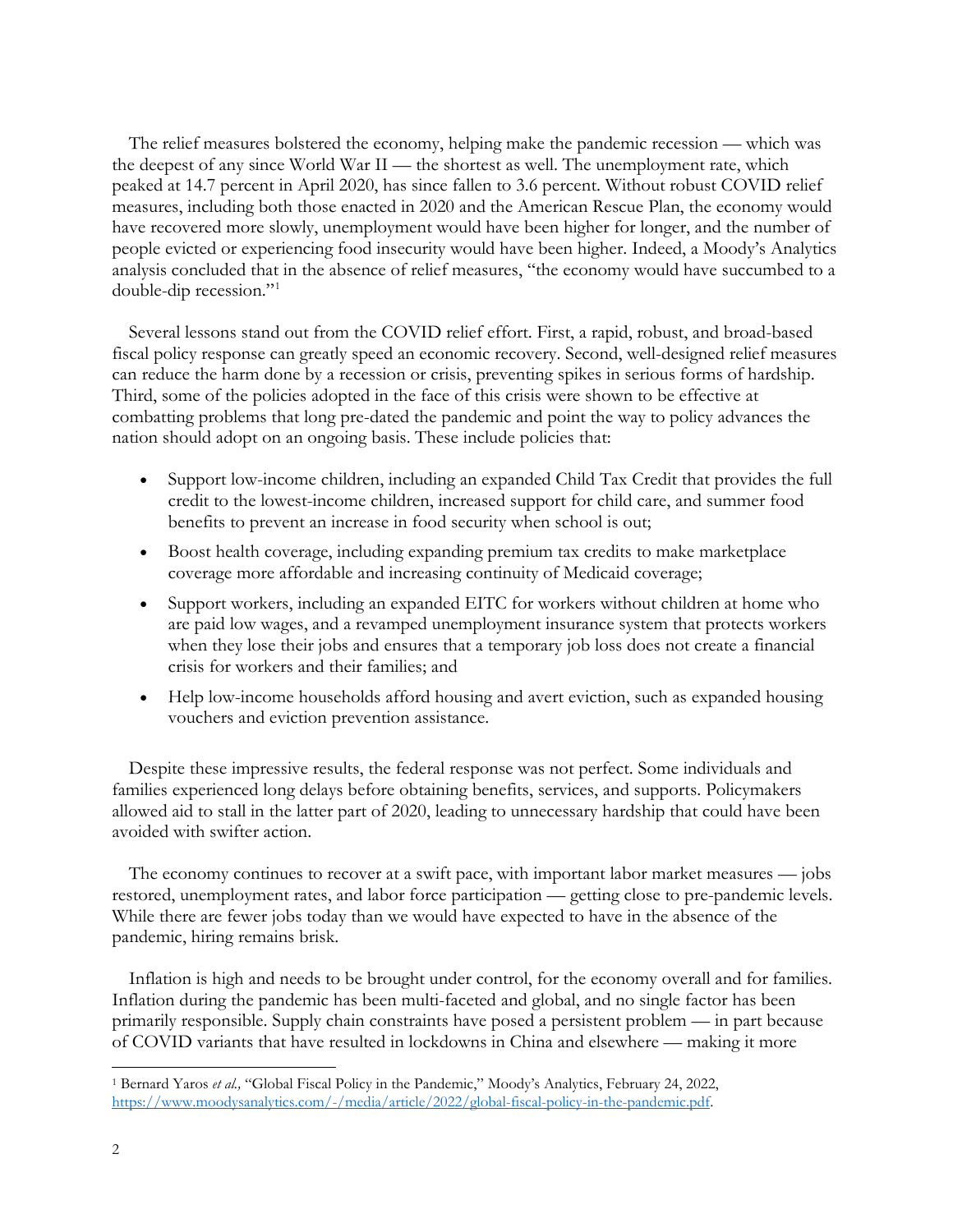The relief measures bolstered the economy, helping make the pandemic recession — which was the deepest of any since World War II — the shortest as well. The unemployment rate, which peaked at 14.7 percent in April 2020, has since fallen to 3.6 percent. Without robust COVID relief measures, including both those enacted in 2020 and the American Rescue Plan, the economy would have recovered more slowly, unemployment would have been higher for longer, and the number of people evicted or experiencing food insecurity would have been higher. Indeed, a Moody's Analytics analysis concluded that in the absence of relief measures, "the economy would have succumbed to a double-dip recession."[1]

Several lessons stand out from the COVID relief effort. First, a rapid, robust, and broad-based fiscal policy response can greatly speed an economic recovery. Second, well-designed relief measures can reduce the harm done by a recession or crisis, preventing spikes in serious forms of hardship. Third, some of the policies adopted in the face of this crisis were shown to be effective at combatting problems that long pre-dated the pandemic and point the way to policy advances the nation should adopt on an ongoing basis. These include policies that:

- Support low-income children, including an expanded Child Tax Credit that provides the full credit to the lowest-income children, increased support for child care, and summer food benefits to prevent an increase in food security when school is out;
- Boost health coverage, including expanding premium tax credits to make marketplace coverage more affordable and increasing continuity of Medicaid coverage;
- Support workers, including an expanded EITC for workers without children at home who are paid low wages, and a revamped unemployment insurance system that protects workers when they lose their jobs and ensures that a temporary job loss does not create a financial crisis for workers and their families; and
- Help low-income households afford housing and avert eviction, such as expanded housing vouchers and eviction prevention assistance.

Despite these impressive results, the federal response was not perfect. Some individuals and families experienced long delays before obtaining benefits, services, and supports. Policymakers allowed aid to stall in the latter part of 2020, leading to unnecessary hardship that could have been avoided with swifter action.

The economy continues to recover at a swift pace, with important labor market measures — jobs restored, unemployment rates, and labor force participation — getting close to pre-pandemic levels. While there are fewer jobs today than we would have expected to have in the absence of the pandemic, hiring remains brisk.

Inflation is high and needs to be brought under control, for the economy overall and for families. Inflation during the pandemic has been multi-faceted and global, and no single factor has been primarily responsible. Supply chain constraints have posed a persistent problem — in part because of COVID variants that have resulted in lockdowns in China and elsewhere — making it more

---

[1] Bernard Yaros *et al.,* "Global Fiscal Policy in the Pandemic," Moody's Analytics, February 24, 2022, https://www.moodysanalytics.com/-/media/article/2022/global-fiscal-policy-in-the-pandemic.pdf.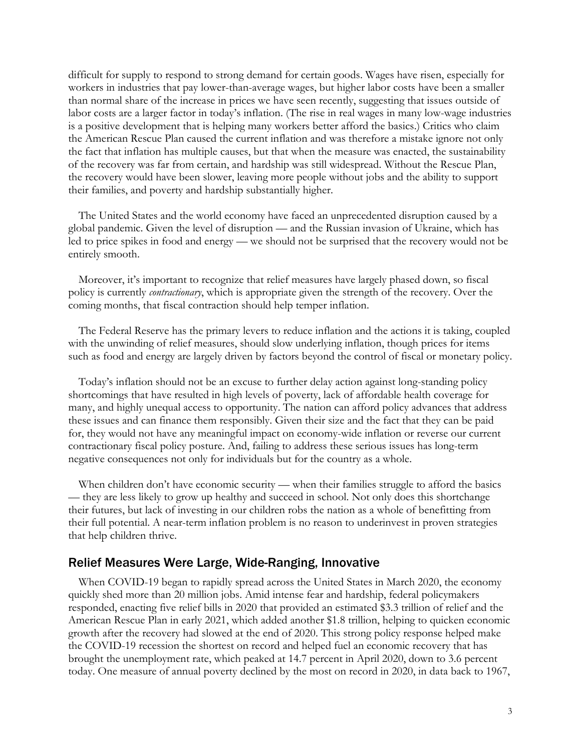difficult for supply to respond to strong demand for certain goods. Wages have risen, especially for workers in industries that pay lower-than-average wages, but higher labor costs have been a smaller than normal share of the increase in prices we have seen recently, suggesting that issues outside of labor costs are a larger factor in today's inflation. (The rise in real wages in many low-wage industries is a positive development that is helping many workers better afford the basics.) Critics who claim the American Rescue Plan caused the current inflation and was therefore a mistake ignore not only the fact that inflation has multiple causes, but that when the measure was enacted, the sustainability of the recovery was far from certain, and hardship was still widespread. Without the Rescue Plan, the recovery would have been slower, leaving more people without jobs and the ability to support their families, and poverty and hardship substantially higher.

The United States and the world economy have faced an unprecedented disruption caused by a global pandemic. Given the level of disruption — and the Russian invasion of Ukraine, which has led to price spikes in food and energy — we should not be surprised that the recovery would not be entirely smooth.

Moreover, it's important to recognize that relief measures have largely phased down, so fiscal policy is currently *contractionary*, which is appropriate given the strength of the recovery. Over the coming months, that fiscal contraction should help temper inflation.

The Federal Reserve has the primary levers to reduce inflation and the actions it is taking, coupled with the unwinding of relief measures, should slow underlying inflation, though prices for items such as food and energy are largely driven by factors beyond the control of fiscal or monetary policy.

Today's inflation should not be an excuse to further delay action against long-standing policy shortcomings that have resulted in high levels of poverty, lack of affordable health coverage for many, and highly unequal access to opportunity. The nation can afford policy advances that address these issues and can finance them responsibly. Given their size and the fact that they can be paid for, they would not have any meaningful impact on economy-wide inflation or reverse our current contractionary fiscal policy posture. And, failing to address these serious issues has long-term negative consequences not only for individuals but for the country as a whole.

When children don't have economic security — when their families struggle to afford the basics — they are less likely to grow up healthy and succeed in school. Not only does this shortchange their futures, but lack of investing in our children robs the nation as a whole of benefitting from their full potential. A near-term inflation problem is no reason to underinvest in proven strategies that help children thrive.

## Relief Measures Were Large, Wide-Ranging, Innovative

When COVID-19 began to rapidly spread across the United States in March 2020, the economy quickly shed more than 20 million jobs. Amid intense fear and hardship, federal policymakers responded, enacting five relief bills in 2020 that provided an estimated $3.3 trillion of relief and the American Rescue Plan in early 2021, which added another $1.8 trillion, helping to quicken economic growth after the recovery had slowed at the end of 2020. This strong policy response helped make the COVID-19 recession the shortest on record and helped fuel an economic recovery that has brought the unemployment rate, which peaked at 14.7 percent in April 2020, down to 3.6 percent today. One measure of annual poverty declined by the most on record in 2020, in data back to 1967,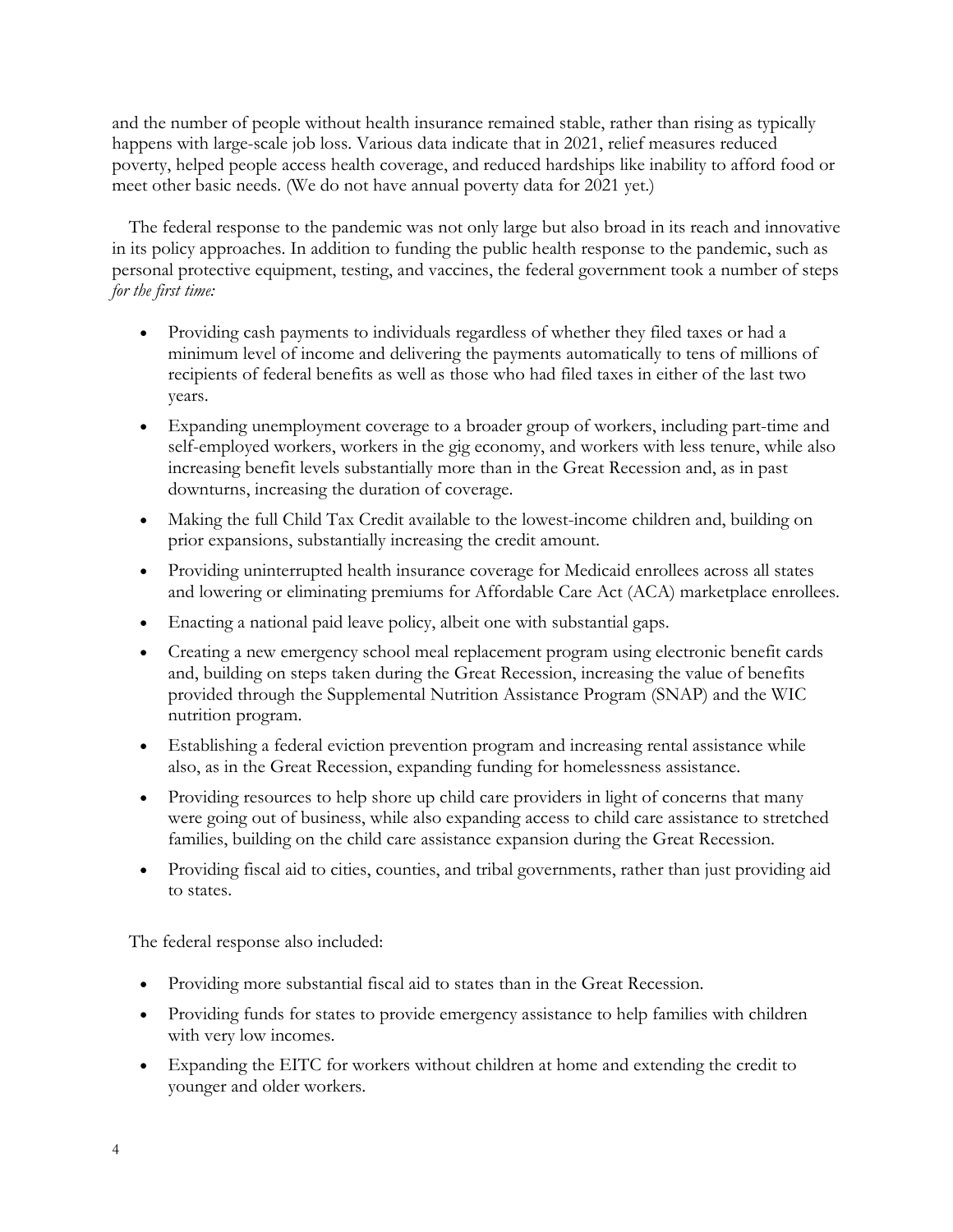and the number of people without health insurance remained stable, rather than rising as typically happens with large-scale job loss. Various data indicate that in 2021, relief measures reduced poverty, helped people access health coverage, and reduced hardships like inability to afford food or meet other basic needs. (We do not have annual poverty data for 2021 yet.)

The federal response to the pandemic was not only large but also broad in its reach and innovative in its policy approaches. In addition to funding the public health response to the pandemic, such as personal protective equipment, testing, and vaccines, the federal government took a number of steps *for the first time:*

- Providing cash payments to individuals regardless of whether they filed taxes or had a minimum level of income and delivering the payments automatically to tens of millions of recipients of federal benefits as well as those who had filed taxes in either of the last two years.
- Expanding unemployment coverage to a broader group of workers, including part-time and self-employed workers, workers in the gig economy, and workers with less tenure, while also increasing benefit levels substantially more than in the Great Recession and, as in past downturns, increasing the duration of coverage.
- Making the full Child Tax Credit available to the lowest-income children and, building on prior expansions, substantially increasing the credit amount.
- Providing uninterrupted health insurance coverage for Medicaid enrollees across all states and lowering or eliminating premiums for Affordable Care Act (ACA) marketplace enrollees.
- Enacting a national paid leave policy, albeit one with substantial gaps.
- Creating a new emergency school meal replacement program using electronic benefit cards and, building on steps taken during the Great Recession, increasing the value of benefits provided through the Supplemental Nutrition Assistance Program (SNAP) and the WIC nutrition program.
- Establishing a federal eviction prevention program and increasing rental assistance while also, as in the Great Recession, expanding funding for homelessness assistance.
- Providing resources to help shore up child care providers in light of concerns that many were going out of business, while also expanding access to child care assistance to stretched families, building on the child care assistance expansion during the Great Recession.
- Providing fiscal aid to cities, counties, and tribal governments, rather than just providing aid to states.

The federal response also included:

- Providing more substantial fiscal aid to states than in the Great Recession.
- Providing funds for states to provide emergency assistance to help families with children with very low incomes.
- Expanding the EITC for workers without children at home and extending the credit to younger and older workers.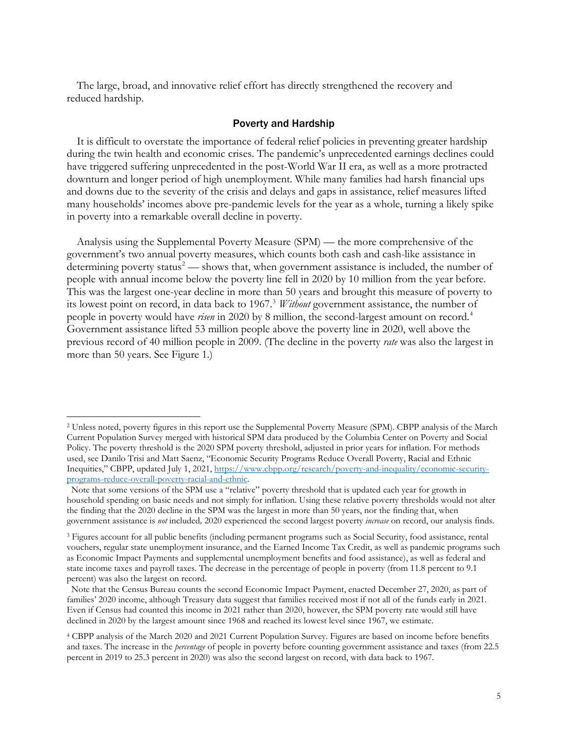The large, broad, and innovative relief effort has directly strengthened the recovery and reduced hardship.

## Poverty and Hardship

It is difficult to overstate the importance of federal relief policies in preventing greater hardship during the twin health and economic crises. The pandemic's unprecedented earnings declines could have triggered suffering unprecedented in the post-World War II era, as well as a more protracted downturn and longer period of high unemployment. While many families had harsh financial ups and downs due to the severity of the crisis and delays and gaps in assistance, relief measures lifted many households' incomes above pre-pandemic levels for the year as a whole, turning a likely spike in poverty into a remarkable overall decline in poverty.

Analysis using the Supplemental Poverty Measure (SPM) — the more comprehensive of the government's two annual poverty measures, which counts both cash and cash-like assistance in determining poverty status[2] — shows that, when government assistance is included, the number of people with annual income below the poverty line fell in 2020 by 10 million from the year before. This was the largest one-year decline in more than 50 years and brought this measure of poverty to its lowest point on record, in data back to 1967.[3] *Without* government assistance, the number of people in poverty would have *risen* in 2020 by 8 million, the second-largest amount on record.[4] Government assistance lifted 53 million people above the poverty line in 2020, well above the previous record of 40 million people in 2009. (The decline in the poverty *rate* was also the largest in more than 50 years. See Figure 1.)

---

[2] Unless noted, poverty figures in this report use the Supplemental Poverty Measure (SPM). CBPP analysis of the March Current Population Survey merged with historical SPM data produced by the Columbia Center on Poverty and Social Policy. The poverty threshold is the 2020 SPM poverty threshold, adjusted in prior years for inflation. For methods used, see Danilo Trisi and Matt Saenz, "Economic Security Programs Reduce Overall Poverty, Racial and Ethnic Inequities," CBPP, updated July 1, 2021, https://www.cbpp.org/research/poverty-and-inequality/economic-security-programs-reduce-overall-poverty-racial-and-ethnic.

Note that some versions of the SPM use a "relative" poverty threshold that is updated each year for growth in household spending on basic needs and not simply for inflation. Using these relative poverty thresholds would not alter the finding that the 2020 decline in the SPM was the largest in more than 50 years, nor the finding that, when government assistance is *not* included, 2020 experienced the second largest poverty *increase* on record, our analysis finds.

[3] Figures account for all public benefits (including permanent programs such as Social Security, food assistance, rental vouchers, regular state unemployment insurance, and the Earned Income Tax Credit, as well as pandemic programs such as Economic Impact Payments and supplemental unemployment benefits and food assistance), as well as federal and state income taxes and payroll taxes. The decrease in the percentage of people in poverty (from 11.8 percent to 9.1 percent) was also the largest on record.

Note that the Census Bureau counts the second Economic Impact Payment, enacted December 27, 2020, as part of families' 2020 income, although Treasury data suggest that families received most if not all of the funds early in 2021. Even if Census had counted this income in 2021 rather than 2020, however, the SPM poverty rate would still have declined in 2020 by the largest amount since 1968 and reached its lowest level since 1967, we estimate.

[4] CBPP analysis of the March 2020 and 2021 Current Population Survey. Figures are based on income before benefits and taxes. The increase in the *percentage* of people in poverty before counting government assistance and taxes (from 22.5 percent in 2019 to 25.3 percent in 2020) was also the second largest on record, with data back to 1967.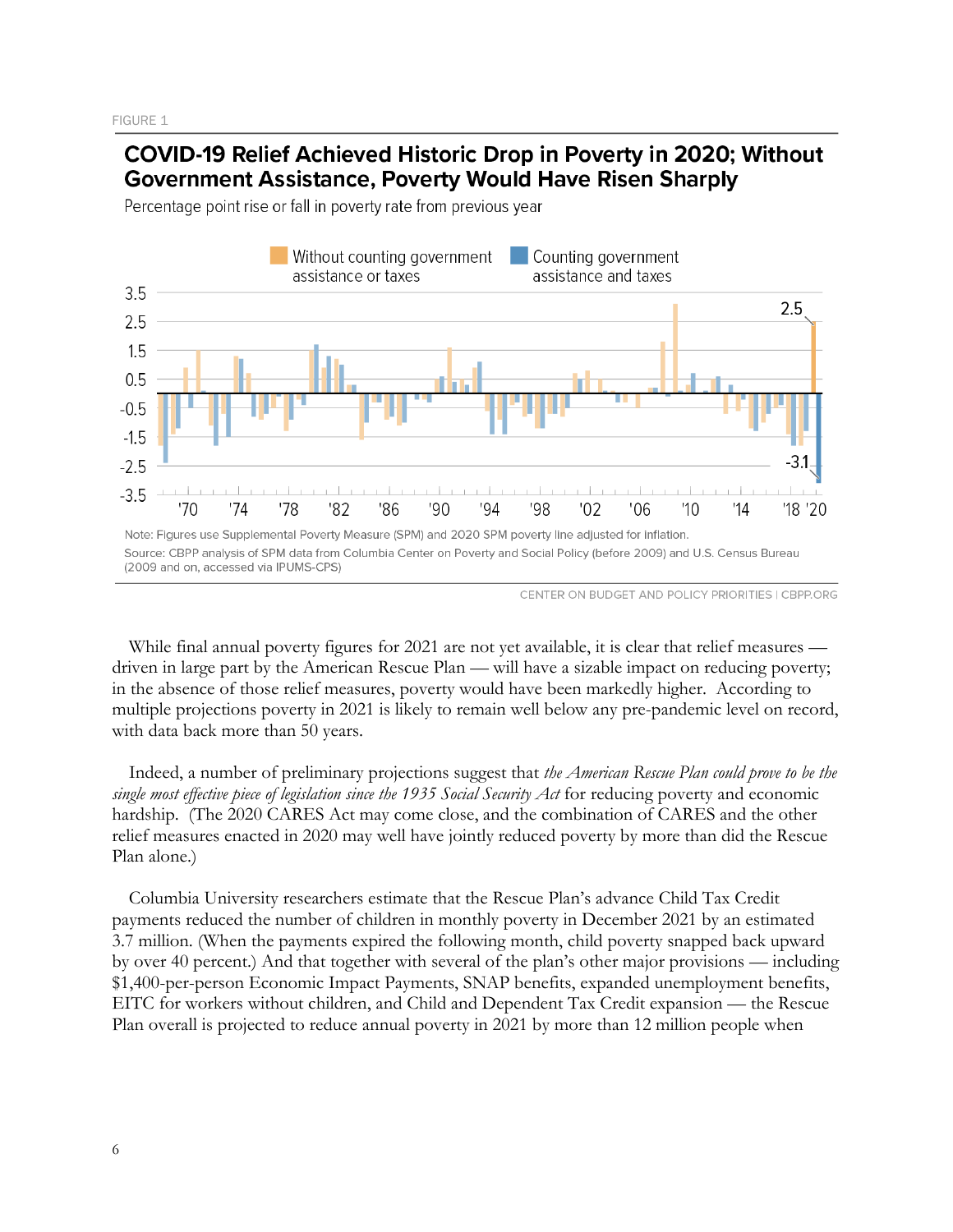FIGURE 1

## COVID-19 Relief Achieved Historic Drop in Poverty in 2020; Without Government Assistance, Poverty Would Have Risen Sharply

Percentage point rise or fall in poverty rate from previous year

Note: Figures use Supplemental Poverty Measure (SPM) and 2020 SPM poverty line adjusted for inflation.
Source: CBPP analysis of SPM data from Columbia Center on Poverty and Social Policy (before 2009) and U.S. Census Bureau (2009 and on, accessed via IPUMS-CPS)

CENTER ON BUDGET AND POLICY PRIORITIES | CBPP.ORG

While final annual poverty figures for 2021 are not yet available, it is clear that relief measures — driven in large part by the American Rescue Plan — will have a sizable impact on reducing poverty; in the absence of those relief measures, poverty would have been markedly higher. According to multiple projections poverty in 2021 is likely to remain well below any pre-pandemic level on record, with data back more than 50 years.

Indeed, a number of preliminary projections suggest that *the American Rescue Plan could prove to be the single most effective piece of legislation since the 1935 Social Security Act* for reducing poverty and economic hardship. (The 2020 CARES Act may come close, and the combination of CARES and the other relief measures enacted in 2020 may well have jointly reduced poverty by more than did the Rescue Plan alone.)

Columbia University researchers estimate that the Rescue Plan's advance Child Tax Credit payments reduced the number of children in monthly poverty in December 2021 by an estimated 3.7 million. (When the payments expired the following month, child poverty snapped back upward by over 40 percent.) And that together with several of the plan's other major provisions — including $1,400-per-person Economic Impact Payments, SNAP benefits, expanded unemployment benefits, EITC for workers without children, and Child and Dependent Tax Credit expansion — the Rescue Plan overall is projected to reduce annual poverty in 2021 by more than 12 million people when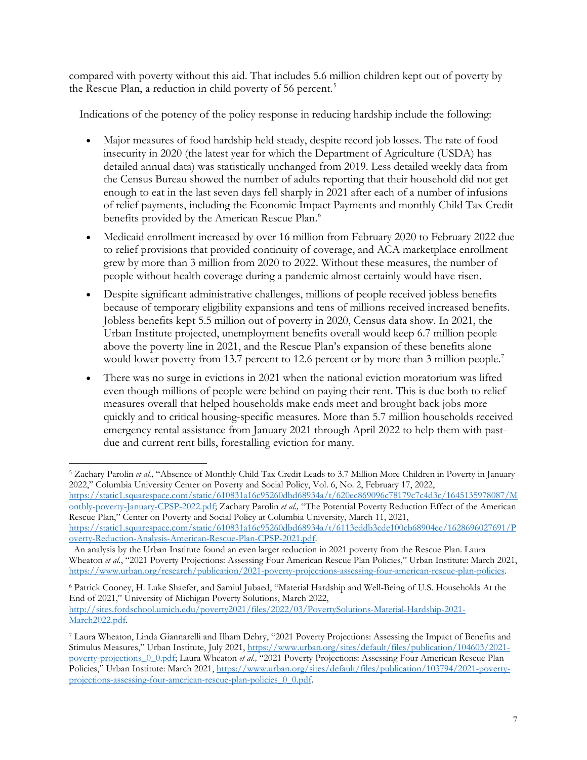compared with poverty without this aid. That includes 5.6 million children kept out of poverty by the Rescue Plan, a reduction in child poverty of 56 percent.[5]

Indications of the potency of the policy response in reducing hardship include the following:

- Major measures of food hardship held steady, despite record job losses. The rate of food insecurity in 2020 (the latest year for which the Department of Agriculture (USDA) has detailed annual data) was statistically unchanged from 2019. Less detailed weekly data from the Census Bureau showed the number of adults reporting that their household did not get enough to eat in the last seven days fell sharply in 2021 after each of a number of infusions of relief payments, including the Economic Impact Payments and monthly Child Tax Credit benefits provided by the American Rescue Plan.[6]
- Medicaid enrollment increased by over 16 million from February 2020 to February 2022 due to relief provisions that provided continuity of coverage, and ACA marketplace enrollment grew by more than 3 million from 2020 to 2022. Without these measures, the number of people without health coverage during a pandemic almost certainly would have risen.
- Despite significant administrative challenges, millions of people received jobless benefits because of temporary eligibility expansions and tens of millions received increased benefits. Jobless benefits kept 5.5 million out of poverty in 2020, Census data show. In 2021, the Urban Institute projected, unemployment benefits overall would keep 6.7 million people above the poverty line in 2021, and the Rescue Plan's expansion of these benefits alone would lower poverty from 13.7 percent to 12.6 percent or by more than 3 million people.[7]
- There was no surge in evictions in 2021 when the national eviction moratorium was lifted even though millions of people were behind on paying their rent. This is due both to relief measures overall that helped households make ends meet and brought back jobs more quickly and to critical housing-specific measures. More than 5.7 million households received emergency rental assistance from January 2021 through April 2022 to help them with past-due and current rent bills, forestalling eviction for many.

---

[5] Zachary Parolin *et al.,* "Absence of Monthly Child Tax Credit Leads to 3.7 Million More Children in Poverty in January 2022," Columbia University Center on Poverty and Social Policy, Vol. 6, No. 2, February 17, 2022, https://static1.squarespace.com/static/610831a16c95260dbd68934a/t/620ec869096c78179c7c4d3c/1645135978087/Monthly-poverty-January-CPSP-2022.pdf; Zachary Parolin *et al.,* "The Potential Poverty Reduction Effect of the American Rescue Plan," Center on Poverty and Social Policy at Columbia University, March 11, 2021, https://static1.squarespace.com/static/610831a16c95260dbd68934a/t/6113eddb3cde100cb68904ee/1628696027691/Poverty-Reduction-Analysis-American-Rescue-Plan-CPSP-2021.pdf.

An analysis by the Urban Institute found an even larger reduction in 2021 poverty from the Rescue Plan. Laura Wheaton *et al.*, "2021 Poverty Projections: Assessing Four American Rescue Plan Policies," Urban Institute: March 2021, https://www.urban.org/research/publication/2021-poverty-projections-assessing-four-american-rescue-plan-policies.

[6] Patrick Cooney, H. Luke Shaefer, and Samiul Jubaed, "Material Hardship and Well-Being of U.S. Households At the End of 2021," University of Michigan Poverty Solutions, March 2022, http://sites.fordschool.umich.edu/poverty2021/files/2022/03/PovertySolutions-Material-Hardship-2021-March2022.pdf.

[7] Laura Wheaton, Linda Giannarelli and Ilham Dehry, "2021 Poverty Projections: Assessing the Impact of Benefits and Stimulus Measures," Urban Institute, July 2021, https://www.urban.org/sites/default/files/publication/104603/2021-poverty-projections_0_0.pdf; Laura Wheaton *et al.,* "2021 Poverty Projections: Assessing Four American Rescue Plan Policies," Urban Institute: March 2021, https://www.urban.org/sites/default/files/publication/103794/2021-poverty-projections-assessing-four-american-rescue-plan-policies_0_0.pdf.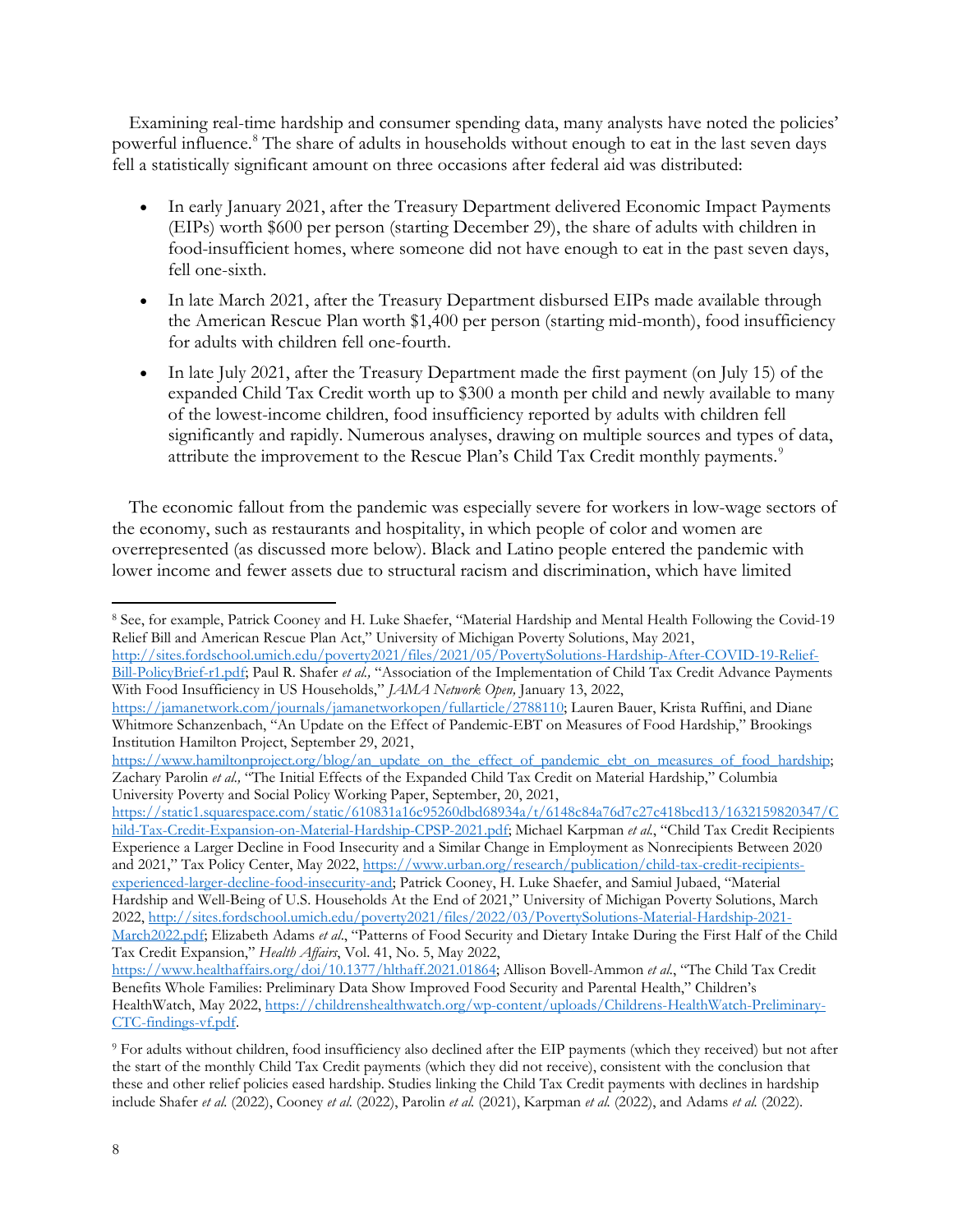Examining real-time hardship and consumer spending data, many analysts have noted the policies' powerful influence.[8] The share of adults in households without enough to eat in the last seven days fell a statistically significant amount on three occasions after federal aid was distributed:

- In early January 2021, after the Treasury Department delivered Economic Impact Payments (EIPs) worth $600 per person (starting December 29), the share of adults with children in food-insufficient homes, where someone did not have enough to eat in the past seven days, fell one-sixth.
- In late March 2021, after the Treasury Department disbursed EIPs made available through the American Rescue Plan worth $1,400 per person (starting mid-month), food insufficiency for adults with children fell one-fourth.
- In late July 2021, after the Treasury Department made the first payment (on July 15) of the expanded Child Tax Credit worth up to $300 a month per child and newly available to many of the lowest-income children, food insufficiency reported by adults with children fell significantly and rapidly. Numerous analyses, drawing on multiple sources and types of data, attribute the improvement to the Rescue Plan's Child Tax Credit monthly payments.[9]

The economic fallout from the pandemic was especially severe for workers in low-wage sectors of the economy, such as restaurants and hospitality, in which people of color and women are overrepresented (as discussed more below). Black and Latino people entered the pandemic with lower income and fewer assets due to structural racism and discrimination, which have limited

---

[8] See, for example, Patrick Cooney and H. Luke Shaefer, "Material Hardship and Mental Health Following the Covid-19 Relief Bill and American Rescue Plan Act," University of Michigan Poverty Solutions, May 2021, http://sites.fordschool.umich.edu/poverty2021/files/2021/05/PovertySolutions-Hardship-After-COVID-19-Relief-Bill-PolicyBrief-r1.pdf; Paul R. Shafer *et al.,* "Association of the Implementation of Child Tax Credit Advance Payments With Food Insufficiency in US Households," *JAMA Network Open,* January 13, 2022, https://jamanetwork.com/journals/jamanetworkopen/fullarticle/2788110; Lauren Bauer, Krista Ruffini, and Diane Whitmore Schanzenbach, "An Update on the Effect of Pandemic-EBT on Measures of Food Hardship," Brookings Institution Hamilton Project, September 29, 2021, https://www.hamiltonproject.org/blog/an_update_on_the_effect_of_pandemic_ebt_on_measures_of_food_hardship; Zachary Parolin *et al.,* "The Initial Effects of the Expanded Child Tax Credit on Material Hardship," Columbia University Poverty and Social Policy Working Paper, September, 20, 2021, https://static1.squarespace.com/static/610831a16c95260dbd68934a/t/6148c84a76d7c27c418bcd13/1632159820347/Child-Tax-Credit-Expansion-on-Material-Hardship-CPSP-2021.pdf; Michael Karpman *et al.*, "Child Tax Credit Recipients Experience a Larger Decline in Food Insecurity and a Similar Change in Employment as Nonrecipients Between 2020 and 2021," Tax Policy Center, May 2022, https://www.urban.org/research/publication/child-tax-credit-recipients-experienced-larger-decline-food-insecurity-and; Patrick Cooney, H. Luke Shaefer, and Samiul Jubaed, "Material Hardship and Well-Being of U.S. Households At the End of 2021," University of Michigan Poverty Solutions, March 2022, http://sites.fordschool.umich.edu/poverty2021/files/2022/03/PovertySolutions-Material-Hardship-2021-March2022.pdf; Elizabeth Adams *et al*., "Patterns of Food Security and Dietary Intake During the First Half of the Child Tax Credit Expansion," *Health Affairs*, Vol. 41, No. 5, May 2022, https://www.healthaffairs.org/doi/10.1377/hlthaff.2021.01864; Allison Bovell-Ammon *et al*., "The Child Tax Credit Benefits Whole Families: Preliminary Data Show Improved Food Security and Parental Health," Children's HealthWatch, May 2022, https://childrenshealthwatch.org/wp-content/uploads/Childrens-HealthWatch-Preliminary-CTC-findings-vf.pdf.

[9] For adults without children, food insufficiency also declined after the EIP payments (which they received) but not after the start of the monthly Child Tax Credit payments (which they did not receive), consistent with the conclusion that these and other relief policies eased hardship. Studies linking the Child Tax Credit payments with declines in hardship include Shafer *et al.* (2022), Cooney *et al.* (2022), Parolin *et al.* (2021), Karpman *et al.* (2022), and Adams *et al.* (2022).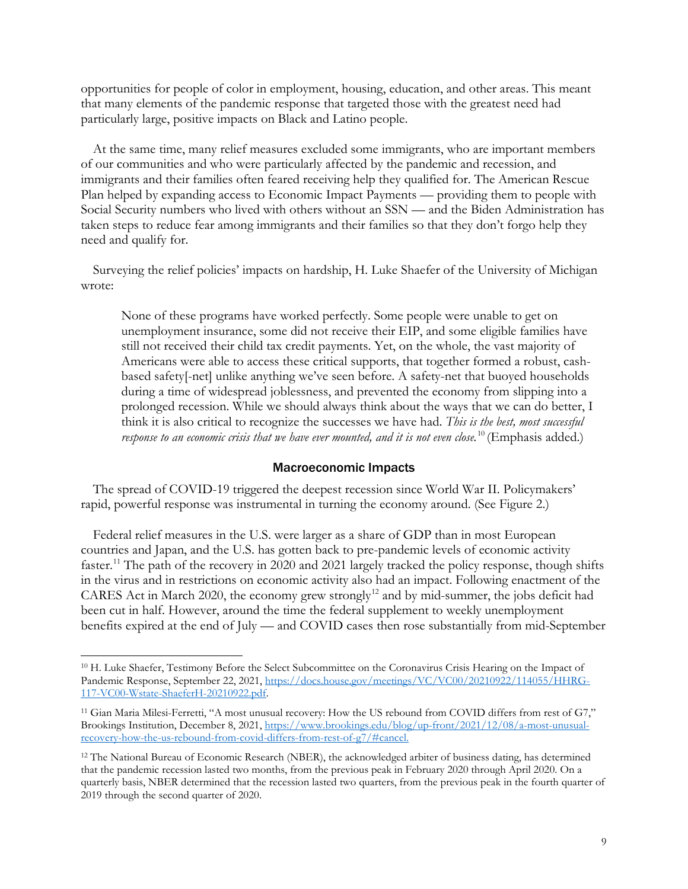opportunities for people of color in employment, housing, education, and other areas. This meant that many elements of the pandemic response that targeted those with the greatest need had particularly large, positive impacts on Black and Latino people.

At the same time, many relief measures excluded some immigrants, who are important members of our communities and who were particularly affected by the pandemic and recession, and immigrants and their families often feared receiving help they qualified for. The American Rescue Plan helped by expanding access to Economic Impact Payments — providing them to people with Social Security numbers who lived with others without an SSN — and the Biden Administration has taken steps to reduce fear among immigrants and their families so that they don't forgo help they need and qualify for.

Surveying the relief policies' impacts on hardship, H. Luke Shaefer of the University of Michigan wrote:

> None of these programs have worked perfectly. Some people were unable to get on unemployment insurance, some did not receive their EIP, and some eligible families have still not received their child tax credit payments. Yet, on the whole, the vast majority of Americans were able to access these critical supports, that together formed a robust, cash-based safety[-net] unlike anything we've seen before. A safety-net that buoyed households during a time of widespread joblessness, and prevented the economy from slipping into a prolonged recession. While we should always think about the ways that we can do better, I think it is also critical to recognize the successes we have had. *This is the best, most successful response to an economic crisis that we have ever mounted, and it is not even close.*[10] (Emphasis added.)

### Macroeconomic Impacts

The spread of COVID-19 triggered the deepest recession since World War II. Policymakers' rapid, powerful response was instrumental in turning the economy around. (See Figure 2.)

Federal relief measures in the U.S. were larger as a share of GDP than in most European countries and Japan, and the U.S. has gotten back to pre-pandemic levels of economic activity faster.[11] The path of the recovery in 2020 and 2021 largely tracked the policy response, though shifts in the virus and in restrictions on economic activity also had an impact. Following enactment of the CARES Act in March 2020, the economy grew strongly[12] and by mid-summer, the jobs deficit had been cut in half. However, around the time the federal supplement to weekly unemployment benefits expired at the end of July — and COVID cases then rose substantially from mid-September

---

[10] H. Luke Shaefer, Testimony Before the Select Subcommittee on the Coronavirus Crisis Hearing on the Impact of Pandemic Response, September 22, 2021, https://docs.house.gov/meetings/VC/VC00/20210922/114055/HHRG-117-VC00-Wstate-ShaeferH-20210922.pdf.

[11] Gian Maria Milesi-Ferretti, "A most unusual recovery: How the US rebound from COVID differs from rest of G7," Brookings Institution, December 8, 2021, https://www.brookings.edu/blog/up-front/2021/12/08/a-most-unusual-recovery-how-the-us-rebound-from-covid-differs-from-rest-of-g7/#cancel.

[12] The National Bureau of Economic Research (NBER), the acknowledged arbiter of business dating, has determined that the pandemic recession lasted two months, from the previous peak in February 2020 through April 2020. On a quarterly basis, NBER determined that the recession lasted two quarters, from the previous peak in the fourth quarter of 2019 through the second quarter of 2020.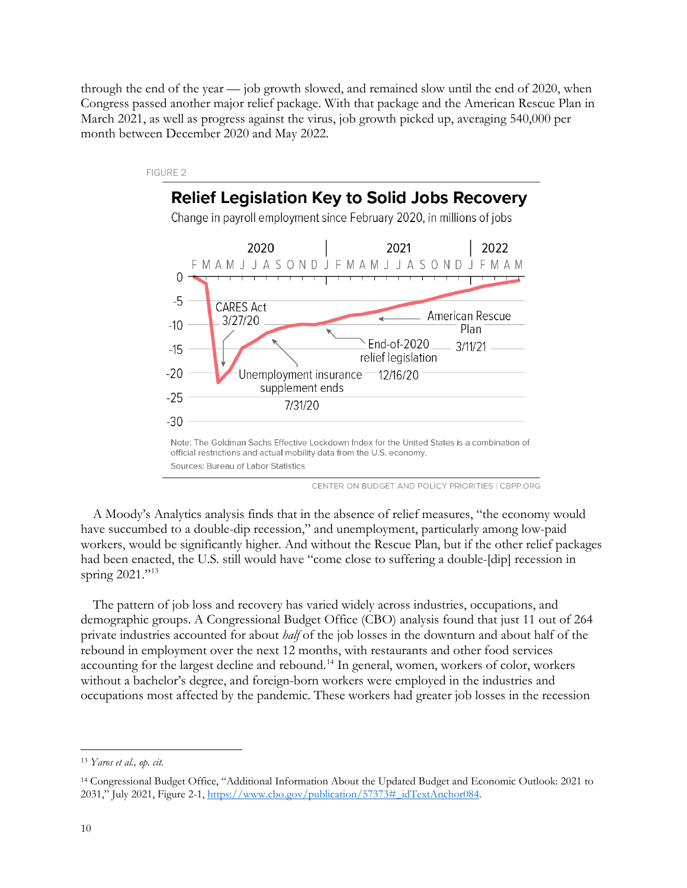through the end of the year — job growth slowed, and remained slow until the end of 2020, when Congress passed another major relief package. With that package and the American Rescue Plan in March 2021, as well as progress against the virus, job growth picked up, averaging 540,000 per month between December 2020 and May 2022.

FIGURE 2

**Relief Legislation Key to Solid Jobs Recovery**

Change in payroll employment since February 2020, in millions of jobs

Note: The Goldman Sachs Effective Lockdown Index for the United States is a combination of official restrictions and actual mobility data from the U.S. economy.

Sources: Bureau of Labor Statistics

CENTER ON BUDGET AND POLICY PRIORITIES | CBPP.ORG

A Moody's Analytics analysis finds that in the absence of relief measures, "the economy would have succumbed to a double-dip recession," and unemployment, particularly among low-paid workers, would be significantly higher. And without the Rescue Plan, but if the other relief packages had been enacted, the U.S. still would have "come close to suffering a double-[dip] recession in spring 2021."[13]

The pattern of job loss and recovery has varied widely across industries, occupations, and demographic groups. A Congressional Budget Office (CBO) analysis found that just 11 out of 264 private industries accounted for about *half* of the job losses in the downturn and about half of the rebound in employment over the next 12 months, with restaurants and other food services accounting for the largest decline and rebound.[14] In general, women, workers of color, workers without a bachelor's degree, and foreign-born workers were employed in the industries and occupations most affected by the pandemic. These workers had greater job losses in the recession

---

[13] *Yaros et al., op. cit.*

[14] Congressional Budget Office, "Additional Information About the Updated Budget and Economic Outlook: 2021 to 2031," July 2021, Figure 2-1, https://www.cbo.gov/publication/57373#_idTextAnchor084.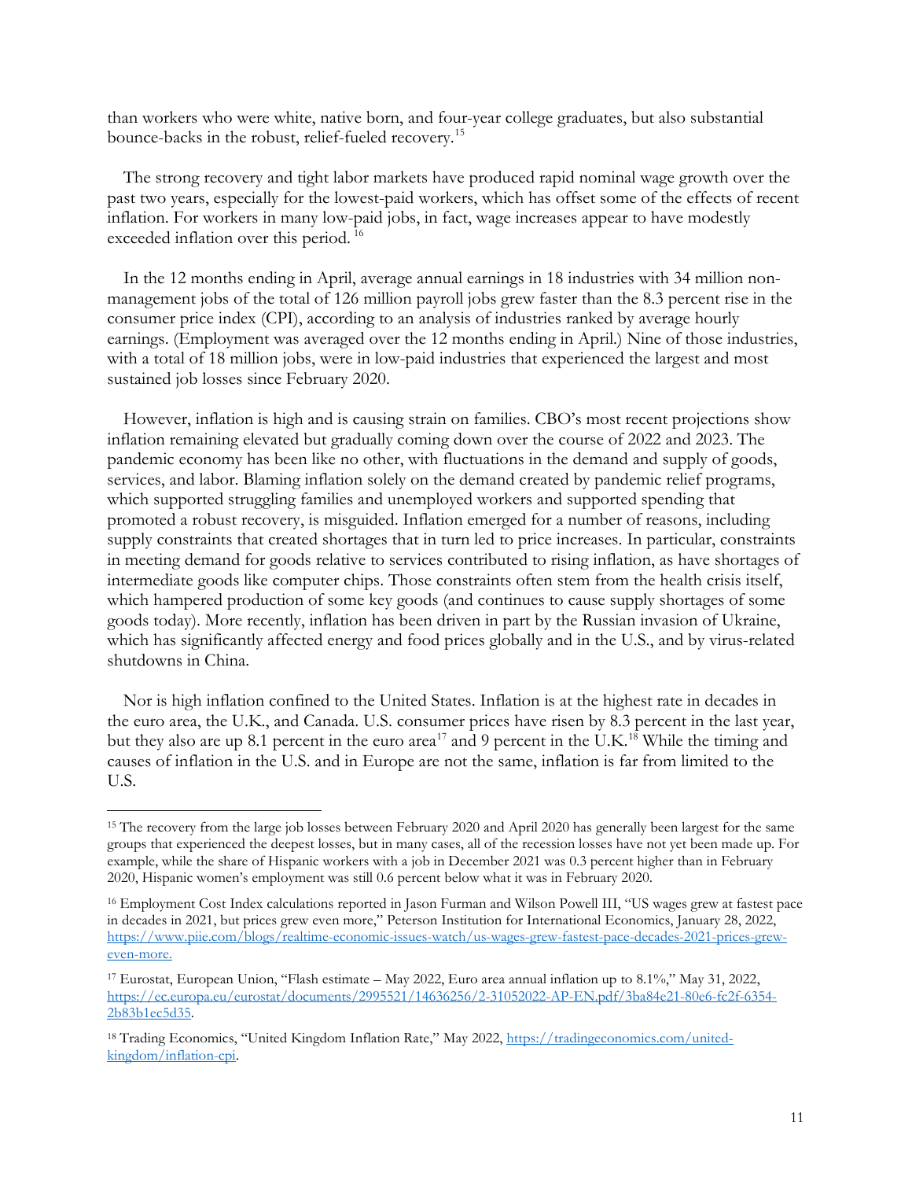than workers who were white, native born, and four-year college graduates, but also substantial bounce-backs in the robust, relief-fueled recovery.[15]

The strong recovery and tight labor markets have produced rapid nominal wage growth over the past two years, especially for the lowest-paid workers, which has offset some of the effects of recent inflation. For workers in many low-paid jobs, in fact, wage increases appear to have modestly exceeded inflation over this period. [16]

In the 12 months ending in April, average annual earnings in 18 industries with 34 million non-management jobs of the total of 126 million payroll jobs grew faster than the 8.3 percent rise in the consumer price index (CPI), according to an analysis of industries ranked by average hourly earnings. (Employment was averaged over the 12 months ending in April.) Nine of those industries, with a total of 18 million jobs, were in low-paid industries that experienced the largest and most sustained job losses since February 2020.

However, inflation is high and is causing strain on families. CBO's most recent projections show inflation remaining elevated but gradually coming down over the course of 2022 and 2023. The pandemic economy has been like no other, with fluctuations in the demand and supply of goods, services, and labor. Blaming inflation solely on the demand created by pandemic relief programs, which supported struggling families and unemployed workers and supported spending that promoted a robust recovery, is misguided. Inflation emerged for a number of reasons, including supply constraints that created shortages that in turn led to price increases. In particular, constraints in meeting demand for goods relative to services contributed to rising inflation, as have shortages of intermediate goods like computer chips. Those constraints often stem from the health crisis itself, which hampered production of some key goods (and continues to cause supply shortages of some goods today). More recently, inflation has been driven in part by the Russian invasion of Ukraine, which has significantly affected energy and food prices globally and in the U.S., and by virus-related shutdowns in China.

Nor is high inflation confined to the United States. Inflation is at the highest rate in decades in the euro area, the U.K., and Canada. U.S. consumer prices have risen by 8.3 percent in the last year, but they also are up 8.1 percent in the euro area[17] and 9 percent in the U.K.[18] While the timing and causes of inflation in the U.S. and in Europe are not the same, inflation is far from limited to the U.S.

---

[15] The recovery from the large job losses between February 2020 and April 2020 has generally been largest for the same groups that experienced the deepest losses, but in many cases, all of the recession losses have not yet been made up. For example, while the share of Hispanic workers with a job in December 2021 was 0.3 percent higher than in February 2020, Hispanic women's employment was still 0.6 percent below what it was in February 2020.

[16] Employment Cost Index calculations reported in Jason Furman and Wilson Powell III, "US wages grew at fastest pace in decades in 2021, but prices grew even more," Peterson Institution for International Economics, January 28, 2022, https://www.piie.com/blogs/realtime-economic-issues-watch/us-wages-grew-fastest-pace-decades-2021-prices-grew-even-more.

[17] Eurostat, European Union, "Flash estimate – May 2022, Euro area annual inflation up to 8.1%," May 31, 2022, https://ec.europa.eu/eurostat/documents/2995521/14636256/2-31052022-AP-EN.pdf/3ba84e21-80e6-fc2f-6354-2b83b1ec5d35.

[18] Trading Economics, "United Kingdom Inflation Rate," May 2022, https://tradingeconomics.com/united-kingdom/inflation-cpi.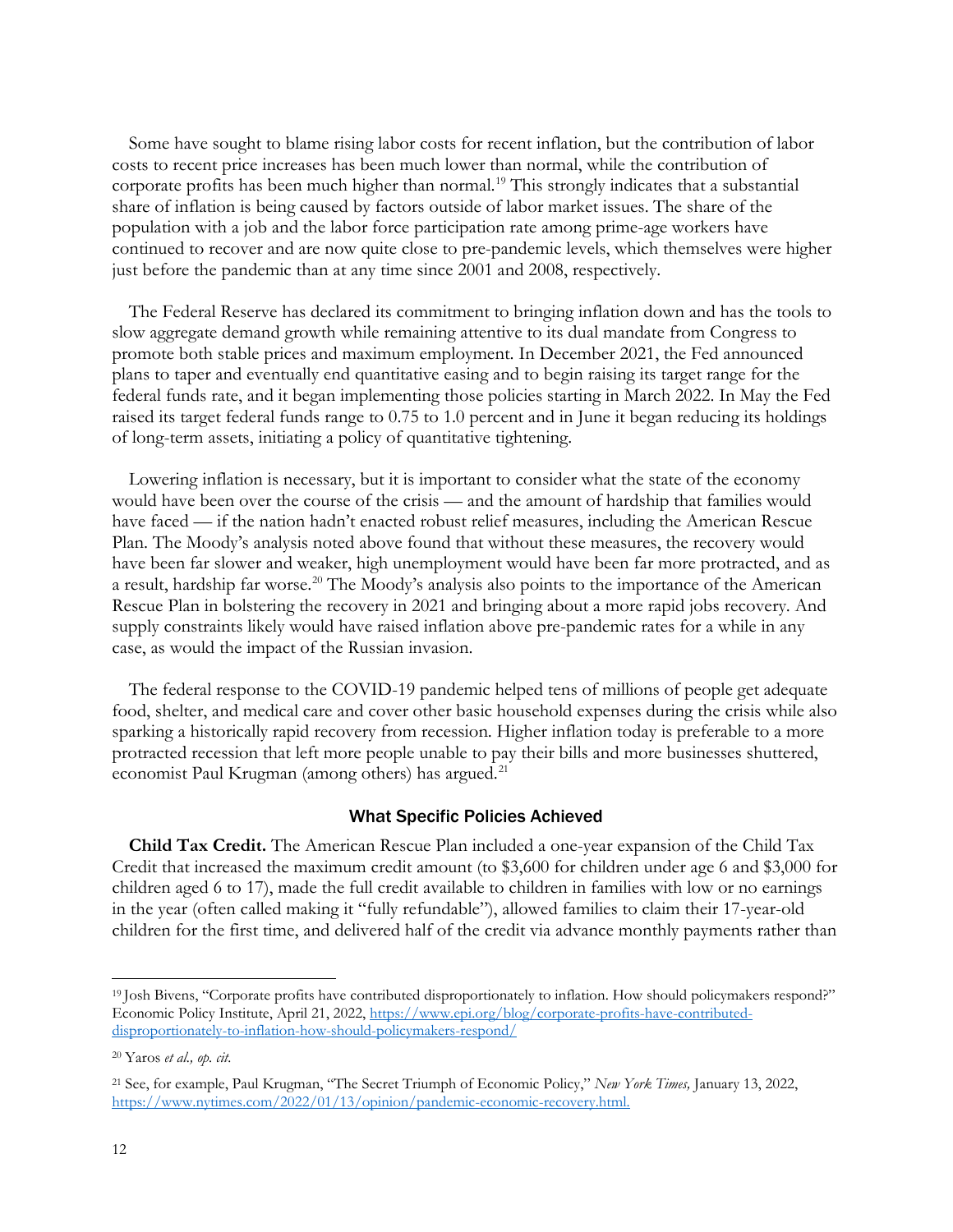Some have sought to blame rising labor costs for recent inflation, but the contribution of labor costs to recent price increases has been much lower than normal, while the contribution of corporate profits has been much higher than normal.[19] This strongly indicates that a substantial share of inflation is being caused by factors outside of labor market issues. The share of the population with a job and the labor force participation rate among prime-age workers have continued to recover and are now quite close to pre-pandemic levels, which themselves were higher just before the pandemic than at any time since 2001 and 2008, respectively.

The Federal Reserve has declared its commitment to bringing inflation down and has the tools to slow aggregate demand growth while remaining attentive to its dual mandate from Congress to promote both stable prices and maximum employment. In December 2021, the Fed announced plans to taper and eventually end quantitative easing and to begin raising its target range for the federal funds rate, and it began implementing those policies starting in March 2022. In May the Fed raised its target federal funds range to 0.75 to 1.0 percent and in June it began reducing its holdings of long-term assets, initiating a policy of quantitative tightening.

Lowering inflation is necessary, but it is important to consider what the state of the economy would have been over the course of the crisis — and the amount of hardship that families would have faced — if the nation hadn't enacted robust relief measures, including the American Rescue Plan. The Moody's analysis noted above found that without these measures, the recovery would have been far slower and weaker, high unemployment would have been far more protracted, and as a result, hardship far worse.[20] The Moody's analysis also points to the importance of the American Rescue Plan in bolstering the recovery in 2021 and bringing about a more rapid jobs recovery. And supply constraints likely would have raised inflation above pre-pandemic rates for a while in any case, as would the impact of the Russian invasion.

The federal response to the COVID-19 pandemic helped tens of millions of people get adequate food, shelter, and medical care and cover other basic household expenses during the crisis while also sparking a historically rapid recovery from recession. Higher inflation today is preferable to a more protracted recession that left more people unable to pay their bills and more businesses shuttered, economist Paul Krugman (among others) has argued.[21]

## What Specific Policies Achieved

**Child Tax Credit.** The American Rescue Plan included a one-year expansion of the Child Tax Credit that increased the maximum credit amount (to $3,600 for children under age 6 and $3,000 for children aged 6 to 17), made the full credit available to children in families with low or no earnings in the year (often called making it "fully refundable"), allowed families to claim their 17-year-old children for the first time, and delivered half of the credit via advance monthly payments rather than

---

[19] Josh Bivens, "Corporate profits have contributed disproportionately to inflation. How should policymakers respond?" Economic Policy Institute, April 21, 2022, https://www.epi.org/blog/corporate-profits-have-contributed-disproportionately-to-inflation-how-should-policymakers-respond/

[20] Yaros *et al., op. cit.*

[21] See, for example, Paul Krugman, "The Secret Triumph of Economic Policy," *New York Times,* January 13, 2022, https://www.nytimes.com/2022/01/13/opinion/pandemic-economic-recovery.html.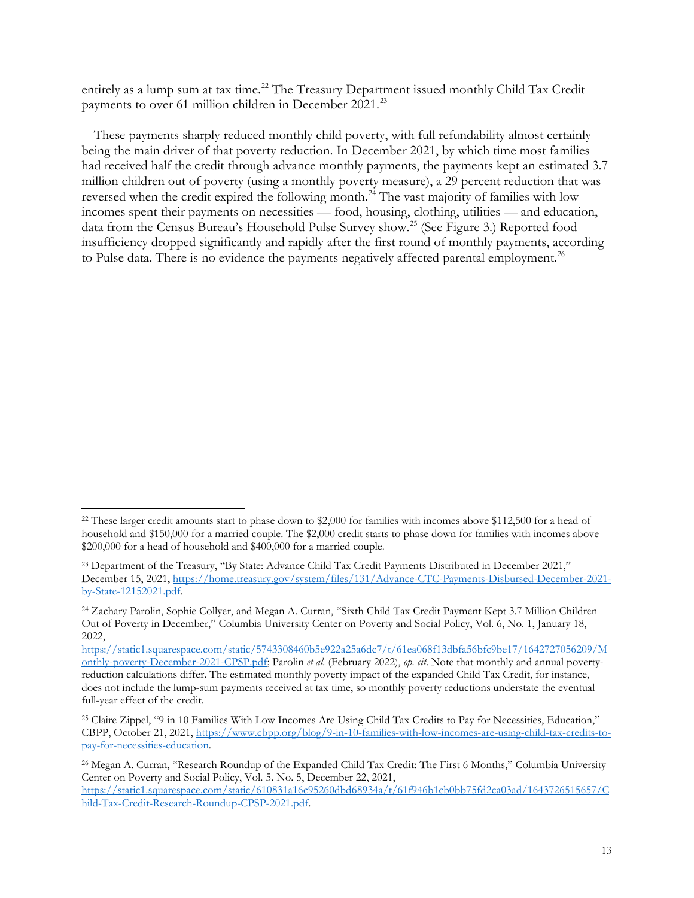entirely as a lump sum at tax time.[22] The Treasury Department issued monthly Child Tax Credit payments to over 61 million children in December 2021.[23]

These payments sharply reduced monthly child poverty, with full refundability almost certainly being the main driver of that poverty reduction. In December 2021, by which time most families had received half the credit through advance monthly payments, the payments kept an estimated 3.7 million children out of poverty (using a monthly poverty measure), a 29 percent reduction that was reversed when the credit expired the following month.[24] The vast majority of families with low incomes spent their payments on necessities — food, housing, clothing, utilities — and education, data from the Census Bureau's Household Pulse Survey show.[25] (See Figure 3.) Reported food insufficiency dropped significantly and rapidly after the first round of monthly payments, according to Pulse data. There is no evidence the payments negatively affected parental employment.[26]

---

[22] These larger credit amounts start to phase down to $2,000 for families with incomes above $112,500 for a head of household and $150,000 for a married couple. The $2,000 credit starts to phase down for families with incomes above $200,000 for a head of household and $400,000 for a married couple.

[23] Department of the Treasury, "By State: Advance Child Tax Credit Payments Distributed in December 2021," December 15, 2021, https://home.treasury.gov/system/files/131/Advance-CTC-Payments-Disbursed-December-2021-by-State-12152021.pdf.

[24] Zachary Parolin, Sophie Collyer, and Megan A. Curran, "Sixth Child Tax Credit Payment Kept 3.7 Million Children Out of Poverty in December," Columbia University Center on Poverty and Social Policy, Vol. 6, No. 1, January 18, 2022, https://static1.squarespace.com/static/5743308460b5e922a25a6dc7/t/61ea068f13dbfa56bfc9be17/1642727056209/Monthly-poverty-December-2021-CPSP.pdf; Parolin *et al.* (February 2022), *op. cit.* Note that monthly and annual poverty-reduction calculations differ. The estimated monthly poverty impact of the expanded Child Tax Credit, for instance, does not include the lump-sum payments received at tax time, so monthly poverty reductions understate the eventual full-year effect of the credit.

[25] Claire Zippel, "9 in 10 Families With Low Incomes Are Using Child Tax Credits to Pay for Necessities, Education," CBPP, October 21, 2021, https://www.cbpp.org/blog/9-in-10-families-with-low-incomes-are-using-child-tax-credits-to-pay-for-necessities-education.

[26] Megan A. Curran, "Research Roundup of the Expanded Child Tax Credit: The First 6 Months," Columbia University Center on Poverty and Social Policy, Vol. 5. No. 5, December 22, 2021, https://static1.squarespace.com/static/610831a16c95260dbd68934a/t/61f946b1cb0bb75fd2ca03ad/1643726515657/Child-Tax-Credit-Research-Roundup-CPSP-2021.pdf.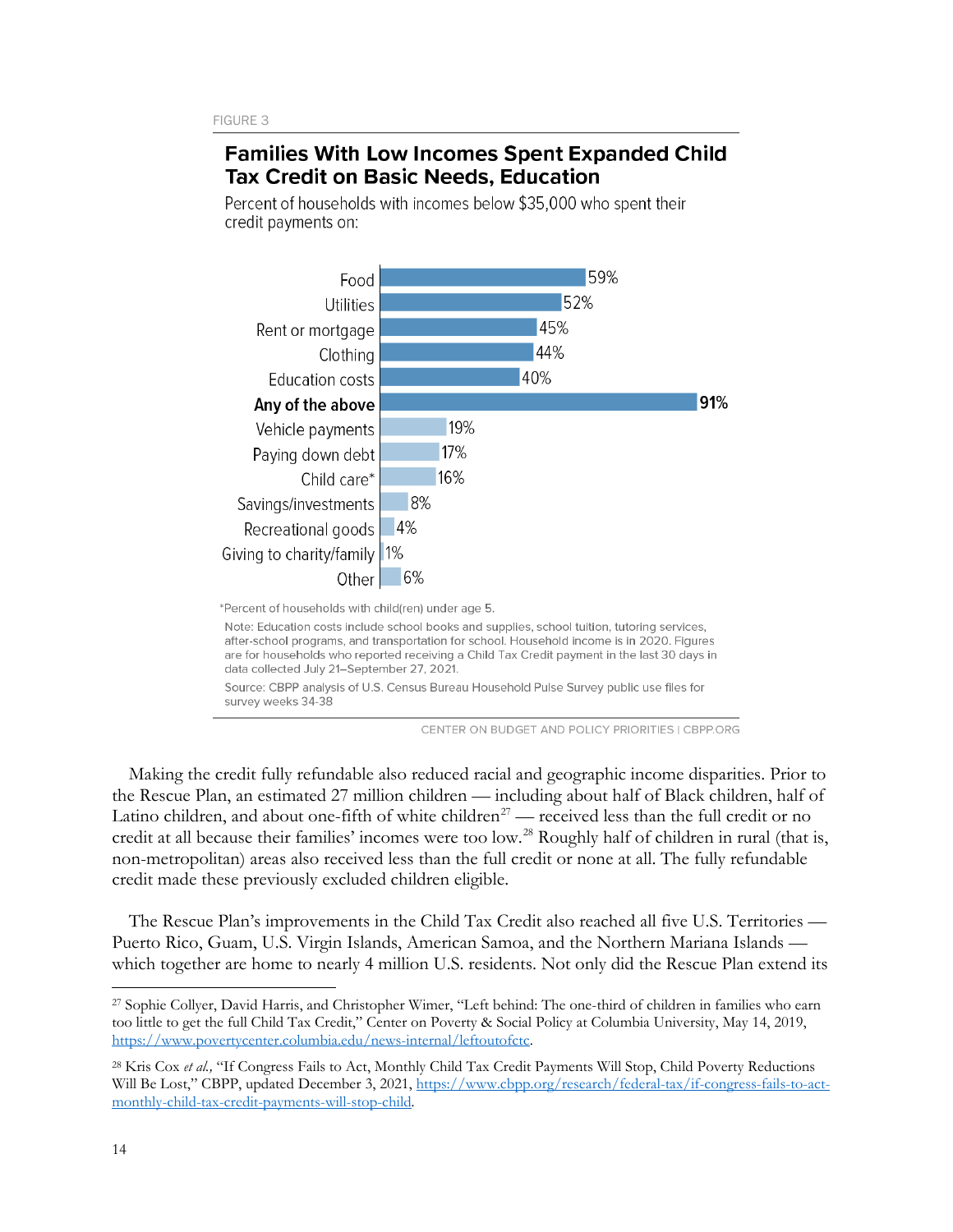FIGURE 3

**Families With Low Incomes Spent Expanded Child Tax Credit on Basic Needs, Education**

Percent of households with incomes below $35,000 who spent their credit payments on:

| Category | Percent |
|---|---|
| Food | 59% |
| Utilities | 52% |
| Rent or mortgage | 45% |
| Clothing | 44% |
| Education costs | 40% |
| **Any of the above** | **91%** |
| Vehicle payments | 19% |
| Paying down debt | 17% |
| Child care* | 16% |
| Savings/investments | 8% |
| Recreational goods | 4% |
| Giving to charity/family | 1% |
| Other | 6% |

*Percent of households with child(ren) under age 5.

Note: Education costs include school books and supplies, school tuition, tutoring services, after-school programs, and transportation for school. Household income is in 2020. Figures are for households who reported receiving a Child Tax Credit payment in the last 30 days in data collected July 21–September 27, 2021.

Source: CBPP analysis of U.S. Census Bureau Household Pulse Survey public use files for survey weeks 34-38

CENTER ON BUDGET AND POLICY PRIORITIES | CBPP.ORG

Making the credit fully refundable also reduced racial and geographic income disparities. Prior to the Rescue Plan, an estimated 27 million children — including about half of Black children, half of Latino children, and about one-fifth of white children[27] — received less than the full credit or no credit at all because their families' incomes were too low.[28] Roughly half of children in rural (that is, non-metropolitan) areas also received less than the full credit or none at all. The fully refundable credit made these previously excluded children eligible.

The Rescue Plan's improvements in the Child Tax Credit also reached all five U.S. Territories — Puerto Rico, Guam, U.S. Virgin Islands, American Samoa, and the Northern Mariana Islands — which together are home to nearly 4 million U.S. residents. Not only did the Rescue Plan extend its

[27] Sophie Collyer, David Harris, and Christopher Wimer, "Left behind: The one-third of children in families who earn too little to get the full Child Tax Credit," Center on Poverty & Social Policy at Columbia University, May 14, 2019, https://www.povertycenter.columbia.edu/news-internal/leftoutofctc.

[28] Kris Cox *et al.,* "If Congress Fails to Act, Monthly Child Tax Credit Payments Will Stop, Child Poverty Reductions Will Be Lost," CBPP, updated December 3, 2021, https://www.cbpp.org/research/federal-tax/if-congress-fails-to-act-monthly-child-tax-credit-payments-will-stop-child.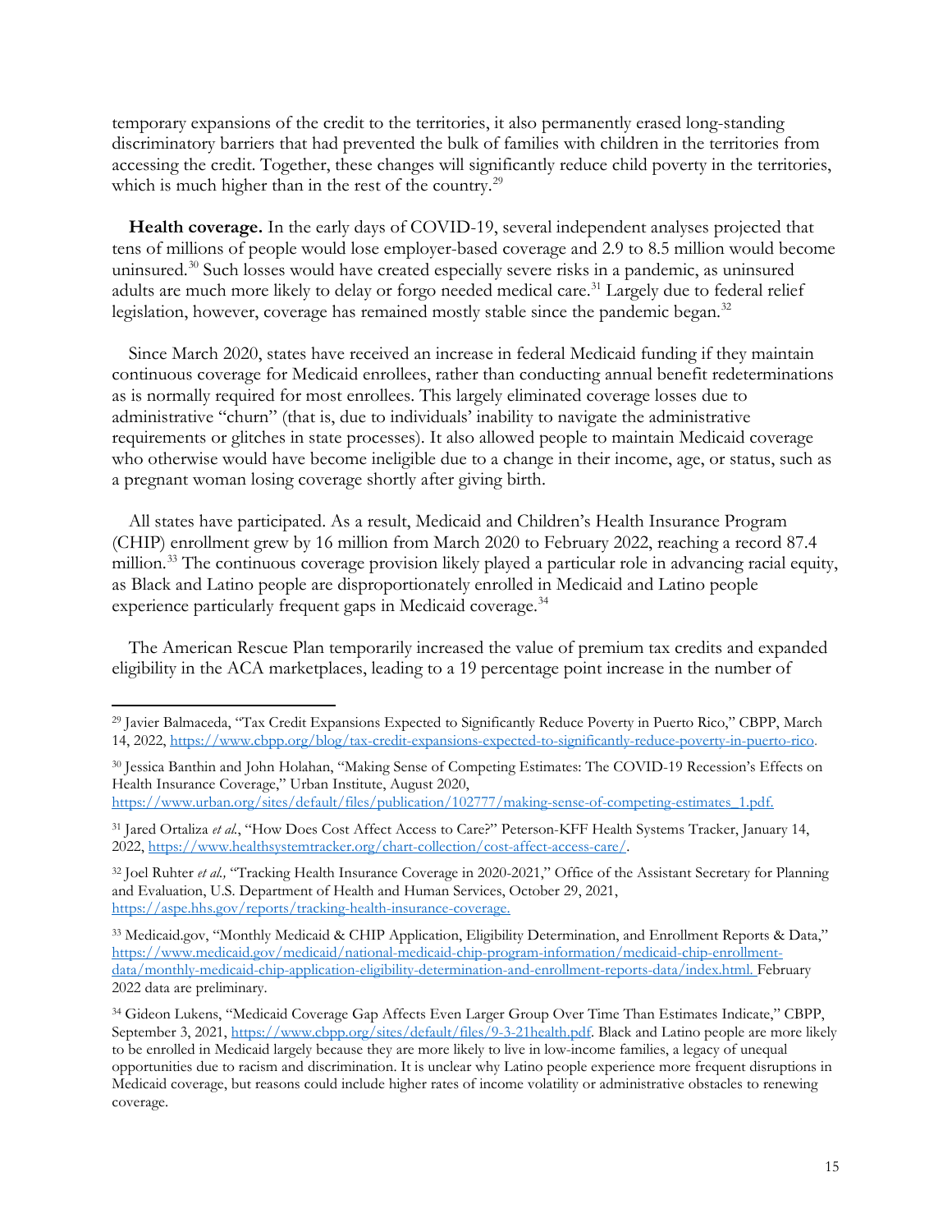temporary expansions of the credit to the territories, it also permanently erased long-standing discriminatory barriers that had prevented the bulk of families with children in the territories from accessing the credit. Together, these changes will significantly reduce child poverty in the territories, which is much higher than in the rest of the country.[29]

**Health coverage.** In the early days of COVID-19, several independent analyses projected that tens of millions of people would lose employer-based coverage and 2.9 to 8.5 million would become uninsured.[30] Such losses would have created especially severe risks in a pandemic, as uninsured adults are much more likely to delay or forgo needed medical care.[31] Largely due to federal relief legislation, however, coverage has remained mostly stable since the pandemic began.[32]

Since March 2020, states have received an increase in federal Medicaid funding if they maintain continuous coverage for Medicaid enrollees, rather than conducting annual benefit redeterminations as is normally required for most enrollees. This largely eliminated coverage losses due to administrative "churn" (that is, due to individuals' inability to navigate the administrative requirements or glitches in state processes). It also allowed people to maintain Medicaid coverage who otherwise would have become ineligible due to a change in their income, age, or status, such as a pregnant woman losing coverage shortly after giving birth.

All states have participated. As a result, Medicaid and Children's Health Insurance Program (CHIP) enrollment grew by 16 million from March 2020 to February 2022, reaching a record 87.4 million.[33] The continuous coverage provision likely played a particular role in advancing racial equity, as Black and Latino people are disproportionately enrolled in Medicaid and Latino people experience particularly frequent gaps in Medicaid coverage.[34]

The American Rescue Plan temporarily increased the value of premium tax credits and expanded eligibility in the ACA marketplaces, leading to a 19 percentage point increase in the number of

---

[29] Javier Balmaceda, "Tax Credit Expansions Expected to Significantly Reduce Poverty in Puerto Rico," CBPP, March 14, 2022, https://www.cbpp.org/blog/tax-credit-expansions-expected-to-significantly-reduce-poverty-in-puerto-rico.

[30] Jessica Banthin and John Holahan, "Making Sense of Competing Estimates: The COVID-19 Recession's Effects on Health Insurance Coverage," Urban Institute, August 2020, https://www.urban.org/sites/default/files/publication/102777/making-sense-of-competing-estimates_1.pdf.

[31] Jared Ortaliza *et al.*, "How Does Cost Affect Access to Care?" Peterson-KFF Health Systems Tracker, January 14, 2022, https://www.healthsystemtracker.org/chart-collection/cost-affect-access-care/.

[32] Joel Ruhter *et al.,* "Tracking Health Insurance Coverage in 2020-2021," Office of the Assistant Secretary for Planning and Evaluation, U.S. Department of Health and Human Services, October 29, 2021, https://aspe.hhs.gov/reports/tracking-health-insurance-coverage.

[33] Medicaid.gov, "Monthly Medicaid & CHIP Application, Eligibility Determination, and Enrollment Reports & Data," https://www.medicaid.gov/medicaid/national-medicaid-chip-program-information/medicaid-chip-enrollment-data/monthly-medicaid-chip-application-eligibility-determination-and-enrollment-reports-data/index.html. February 2022 data are preliminary.

[34] Gideon Lukens, "Medicaid Coverage Gap Affects Even Larger Group Over Time Than Estimates Indicate," CBPP, September 3, 2021, https://www.cbpp.org/sites/default/files/9-3-21health.pdf. Black and Latino people are more likely to be enrolled in Medicaid largely because they are more likely to live in low-income families, a legacy of unequal opportunities due to racism and discrimination. It is unclear why Latino people experience more frequent disruptions in Medicaid coverage, but reasons could include higher rates of income volatility or administrative obstacles to renewing coverage.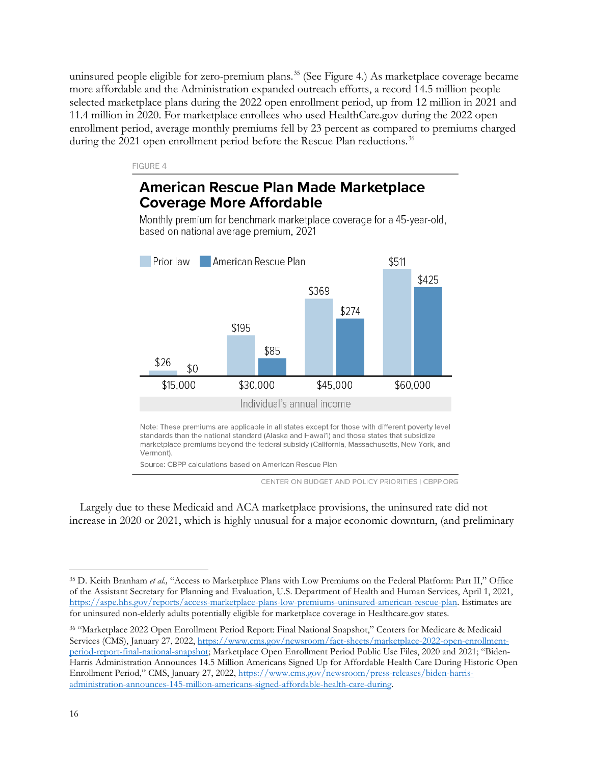uninsured people eligible for zero-premium plans.[35] (See Figure 4.) As marketplace coverage became more affordable and the Administration expanded outreach efforts, a record 14.5 million people selected marketplace plans during the 2022 open enrollment period, up from 12 million in 2021 and 11.4 million in 2020. For marketplace enrollees who used HealthCare.gov during the 2022 open enrollment period, average monthly premiums fell by 23 percent as compared to premiums charged during the 2021 open enrollment period before the Rescue Plan reductions.[36]

FIGURE 4

**American Rescue Plan Made Marketplace Coverage More Affordable**

Monthly premium for benchmark marketplace coverage for a 45-year-old, based on national average premium, 2021

| Individual's annual income | Prior law | American Rescue Plan |
|---|---|---|
| $15,000 | $26 | $0 |
| $30,000 | $195 | $85 |
| $45,000 | $369 | $274 |
| $60,000 | $511 | $425 |

Note: These premiums are applicable in all states except for those with different poverty level standards than the national standard (Alaska and Hawai'i) and those states that subsidize marketplace premiums beyond the federal subsidy (California, Massachusetts, New York, and Vermont).

Source: CBPP calculations based on American Rescue Plan

CENTER ON BUDGET AND POLICY PRIORITIES | CBPP.ORG

Largely due to these Medicaid and ACA marketplace provisions, the uninsured rate did not increase in 2020 or 2021, which is highly unusual for a major economic downturn, (and preliminary

[35] D. Keith Branham *et al.,* "Access to Marketplace Plans with Low Premiums on the Federal Platform: Part II," Office of the Assistant Secretary for Planning and Evaluation, U.S. Department of Health and Human Services, April 1, 2021, https://aspe.hhs.gov/reports/access-marketplace-plans-low-premiums-uninsured-american-rescue-plan. Estimates are for uninsured non-elderly adults potentially eligible for marketplace coverage in Healthcare.gov states.

[36] "Marketplace 2022 Open Enrollment Period Report: Final National Snapshot," Centers for Medicare & Medicaid Services (CMS), January 27, 2022, https://www.cms.gov/newsroom/fact-sheets/marketplace-2022-open-enrollment-period-report-final-national-snapshot; Marketplace Open Enrollment Period Public Use Files, 2020 and 2021; "Biden-Harris Administration Announces 14.5 Million Americans Signed Up for Affordable Health Care During Historic Open Enrollment Period," CMS, January 27, 2022, https://www.cms.gov/newsroom/press-releases/biden-harris-administration-announces-145-million-americans-signed-affordable-health-care-during.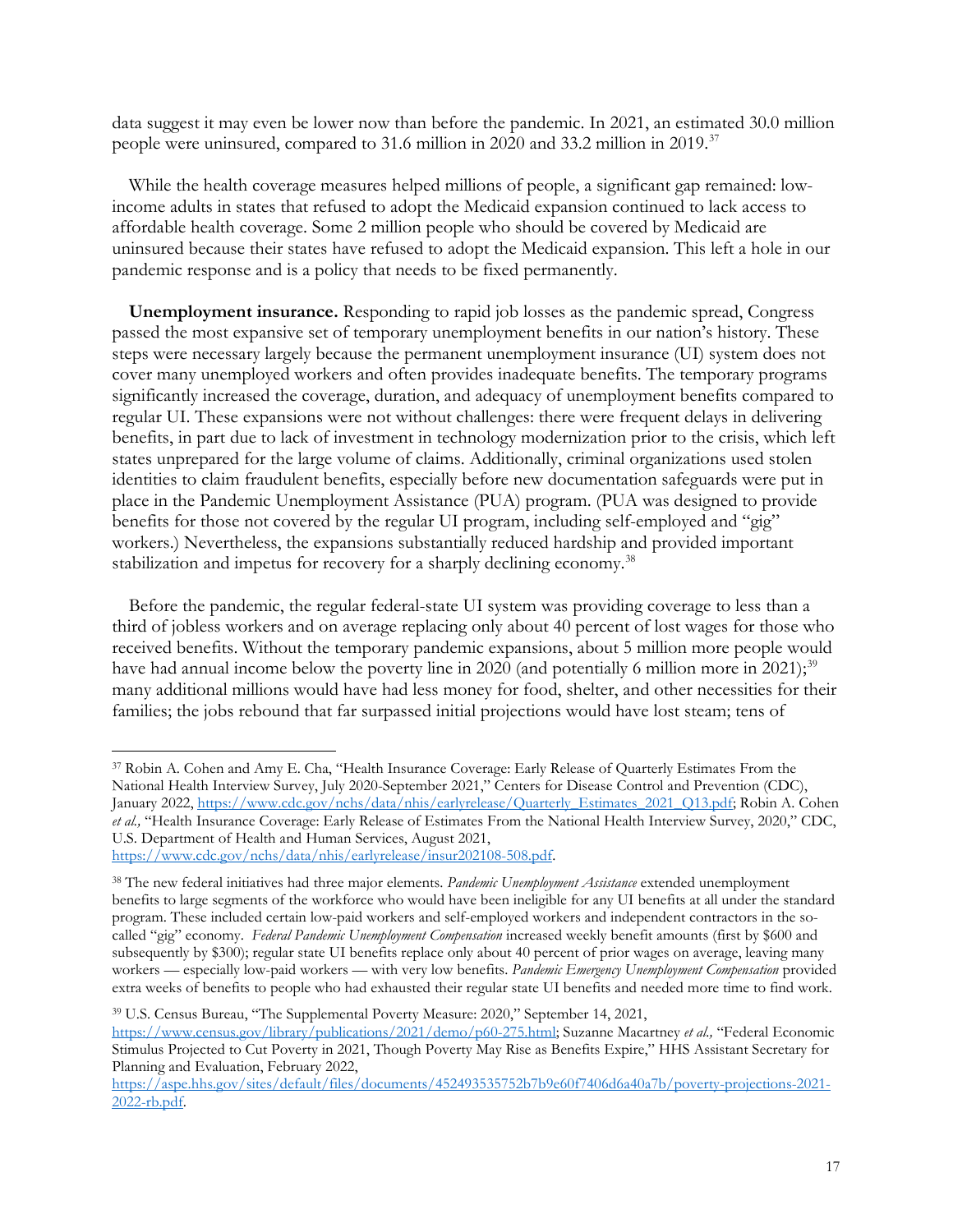data suggest it may even be lower now than before the pandemic. In 2021, an estimated 30.0 million people were uninsured, compared to 31.6 million in 2020 and 33.2 million in 2019.[37]

While the health coverage measures helped millions of people, a significant gap remained: low-income adults in states that refused to adopt the Medicaid expansion continued to lack access to affordable health coverage. Some 2 million people who should be covered by Medicaid are uninsured because their states have refused to adopt the Medicaid expansion. This left a hole in our pandemic response and is a policy that needs to be fixed permanently.

**Unemployment insurance.** Responding to rapid job losses as the pandemic spread, Congress passed the most expansive set of temporary unemployment benefits in our nation's history. These steps were necessary largely because the permanent unemployment insurance (UI) system does not cover many unemployed workers and often provides inadequate benefits. The temporary programs significantly increased the coverage, duration, and adequacy of unemployment benefits compared to regular UI. These expansions were not without challenges: there were frequent delays in delivering benefits, in part due to lack of investment in technology modernization prior to the crisis, which left states unprepared for the large volume of claims. Additionally, criminal organizations used stolen identities to claim fraudulent benefits, especially before new documentation safeguards were put in place in the Pandemic Unemployment Assistance (PUA) program. (PUA was designed to provide benefits for those not covered by the regular UI program, including self-employed and "gig" workers.) Nevertheless, the expansions substantially reduced hardship and provided important stabilization and impetus for recovery for a sharply declining economy.[38]

Before the pandemic, the regular federal-state UI system was providing coverage to less than a third of jobless workers and on average replacing only about 40 percent of lost wages for those who received benefits. Without the temporary pandemic expansions, about 5 million more people would have had annual income below the poverty line in 2020 (and potentially 6 million more in 2021);[39] many additional millions would have had less money for food, shelter, and other necessities for their families; the jobs rebound that far surpassed initial projections would have lost steam; tens of

---

[37] Robin A. Cohen and Amy E. Cha, "Health Insurance Coverage: Early Release of Quarterly Estimates From the National Health Interview Survey, July 2020-September 2021," Centers for Disease Control and Prevention (CDC), January 2022, https://www.cdc.gov/nchs/data/nhis/earlyrelease/Quarterly_Estimates_2021_Q13.pdf; Robin A. Cohen *et al.,* "Health Insurance Coverage: Early Release of Estimates From the National Health Interview Survey, 2020," CDC, U.S. Department of Health and Human Services, August 2021, https://www.cdc.gov/nchs/data/nhis/earlyrelease/insur202108-508.pdf.

[38] The new federal initiatives had three major elements. *Pandemic Unemployment Assistance* extended unemployment benefits to large segments of the workforce who would have been ineligible for any UI benefits at all under the standard program. These included certain low-paid workers and self-employed workers and independent contractors in the so-called "gig" economy. *Federal Pandemic Unemployment Compensation* increased weekly benefit amounts (first by $600 and subsequently by $300); regular state UI benefits replace only about 40 percent of prior wages on average, leaving many workers — especially low-paid workers — with very low benefits. *Pandemic Emergency Unemployment Compensation* provided extra weeks of benefits to people who had exhausted their regular state UI benefits and needed more time to find work.

[39] U.S. Census Bureau, "The Supplemental Poverty Measure: 2020," September 14, 2021, https://www.census.gov/library/publications/2021/demo/p60-275.html; Suzanne Macartney *et al.,* "Federal Economic Stimulus Projected to Cut Poverty in 2021, Though Poverty May Rise as Benefits Expire," HHS Assistant Secretary for Planning and Evaluation, February 2022, https://aspe.hhs.gov/sites/default/files/documents/452493535752b7b9e60f7406d6a40a7b/poverty-projections-2021-2022-rb.pdf.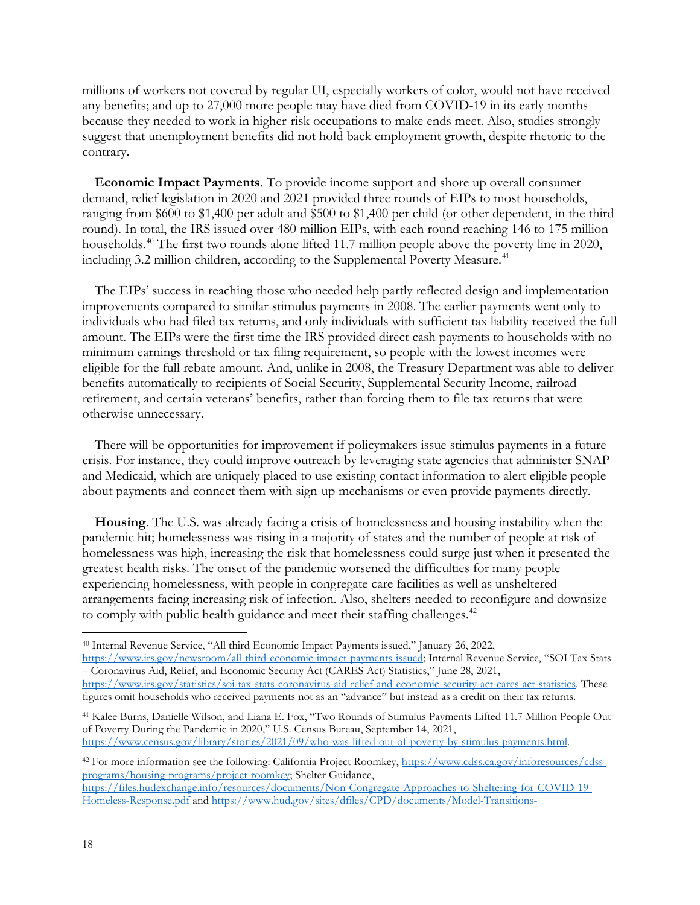millions of workers not covered by regular UI, especially workers of color, would not have received any benefits; and up to 27,000 more people may have died from COVID-19 in its early months because they needed to work in higher-risk occupations to make ends meet. Also, studies strongly suggest that unemployment benefits did not hold back employment growth, despite rhetoric to the contrary.

**Economic Impact Payments**. To provide income support and shore up overall consumer demand, relief legislation in 2020 and 2021 provided three rounds of EIPs to most households, ranging from $600 to $1,400 per adult and $500 to $1,400 per child (or other dependent, in the third round). In total, the IRS issued over 480 million EIPs, with each round reaching 146 to 175 million households.[40] The first two rounds alone lifted 11.7 million people above the poverty line in 2020, including 3.2 million children, according to the Supplemental Poverty Measure.[41]

The EIPs' success in reaching those who needed help partly reflected design and implementation improvements compared to similar stimulus payments in 2008. The earlier payments went only to individuals who had filed tax returns, and only individuals with sufficient tax liability received the full amount. The EIPs were the first time the IRS provided direct cash payments to households with no minimum earnings threshold or tax filing requirement, so people with the lowest incomes were eligible for the full rebate amount. And, unlike in 2008, the Treasury Department was able to deliver benefits automatically to recipients of Social Security, Supplemental Security Income, railroad retirement, and certain veterans' benefits, rather than forcing them to file tax returns that were otherwise unnecessary.

There will be opportunities for improvement if policymakers issue stimulus payments in a future crisis. For instance, they could improve outreach by leveraging state agencies that administer SNAP and Medicaid, which are uniquely placed to use existing contact information to alert eligible people about payments and connect them with sign-up mechanisms or even provide payments directly.

**Housing**. The U.S. was already facing a crisis of homelessness and housing instability when the pandemic hit; homelessness was rising in a majority of states and the number of people at risk of homelessness was high, increasing the risk that homelessness could surge just when it presented the greatest health risks. The onset of the pandemic worsened the difficulties for many people experiencing homelessness, with people in congregate care facilities as well as unsheltered arrangements facing increasing risk of infection. Also, shelters needed to reconfigure and downsize to comply with public health guidance and meet their staffing challenges.[42]

---

[40] Internal Revenue Service, "All third Economic Impact Payments issued," January 26, 2022, https://www.irs.gov/newsroom/all-third-economic-impact-payments-issued; Internal Revenue Service, "SOI Tax Stats – Coronavirus Aid, Relief, and Economic Security Act (CARES Act) Statistics," June 28, 2021, https://www.irs.gov/statistics/soi-tax-stats-coronavirus-aid-relief-and-economic-security-act-cares-act-statistics. These figures omit households who received payments not as an "advance" but instead as a credit on their tax returns.

[41] Kalee Burns, Danielle Wilson, and Liana E. Fox, "Two Rounds of Stimulus Payments Lifted 11.7 Million People Out of Poverty During the Pandemic in 2020," U.S. Census Bureau, September 14, 2021, https://www.census.gov/library/stories/2021/09/who-was-lifted-out-of-poverty-by-stimulus-payments.html.

[42] For more information see the following: California Project Roomkey, https://www.cdss.ca.gov/inforesources/cdss-programs/housing-programs/project-roomkey; Shelter Guidance, https://files.hudexchange.info/resources/documents/Non-Congregate-Approaches-to-Sheltering-for-COVID-19-Homeless-Response.pdf and https://www.hud.gov/sites/dfiles/CPD/documents/Model-Transitions-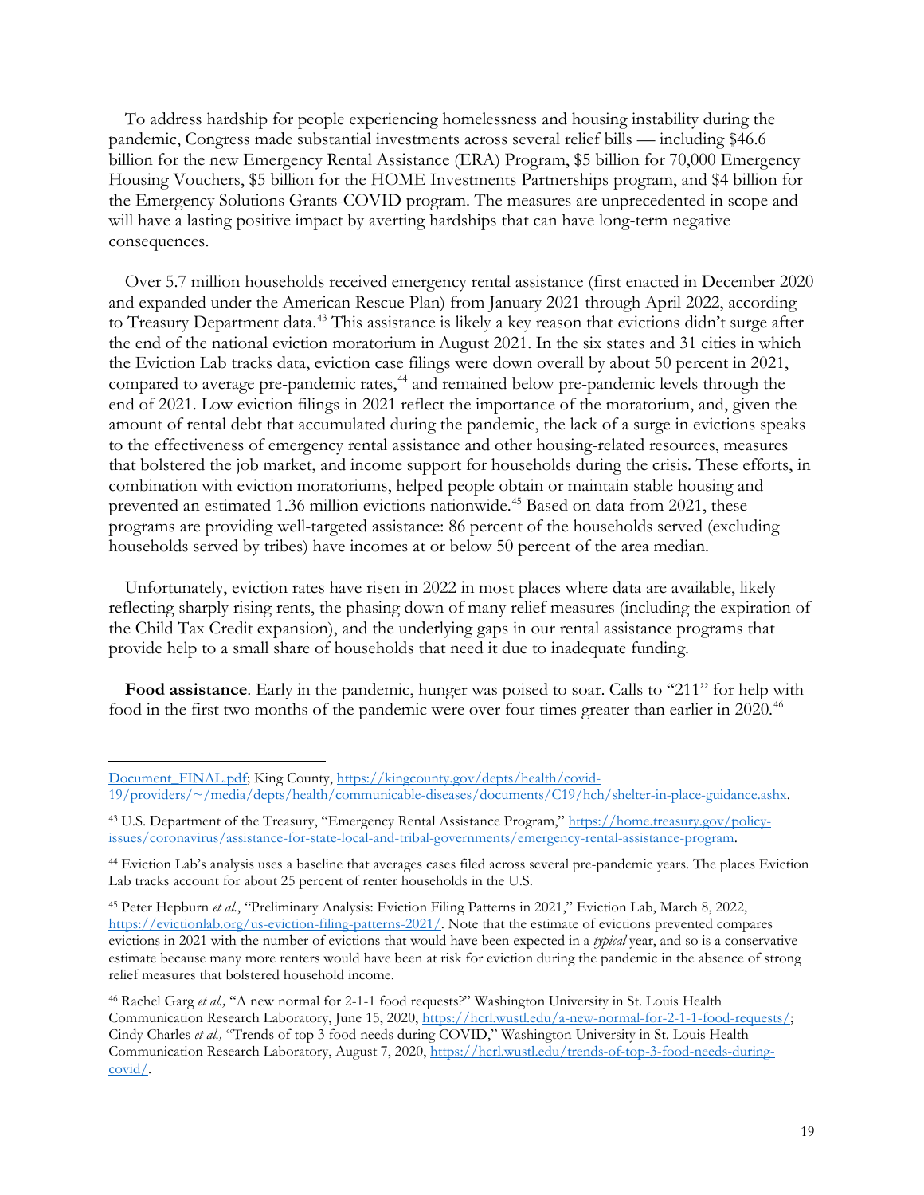To address hardship for people experiencing homelessness and housing instability during the pandemic, Congress made substantial investments across several relief bills — including $46.6 billion for the new Emergency Rental Assistance (ERA) Program, $5 billion for 70,000 Emergency Housing Vouchers, $5 billion for the HOME Investments Partnerships program, and $4 billion for the Emergency Solutions Grants-COVID program. The measures are unprecedented in scope and will have a lasting positive impact by averting hardships that can have long-term negative consequences.

Over 5.7 million households received emergency rental assistance (first enacted in December 2020 and expanded under the American Rescue Plan) from January 2021 through April 2022, according to Treasury Department data.[43] This assistance is likely a key reason that evictions didn't surge after the end of the national eviction moratorium in August 2021. In the six states and 31 cities in which the Eviction Lab tracks data, eviction case filings were down overall by about 50 percent in 2021, compared to average pre-pandemic rates,[44] and remained below pre-pandemic levels through the end of 2021. Low eviction filings in 2021 reflect the importance of the moratorium, and, given the amount of rental debt that accumulated during the pandemic, the lack of a surge in evictions speaks to the effectiveness of emergency rental assistance and other housing-related resources, measures that bolstered the job market, and income support for households during the crisis. These efforts, in combination with eviction moratoriums, helped people obtain or maintain stable housing and prevented an estimated 1.36 million evictions nationwide.[45] Based on data from 2021, these programs are providing well-targeted assistance: 86 percent of the households served (excluding households served by tribes) have incomes at or below 50 percent of the area median.

Unfortunately, eviction rates have risen in 2022 in most places where data are available, likely reflecting sharply rising rents, the phasing down of many relief measures (including the expiration of the Child Tax Credit expansion), and the underlying gaps in our rental assistance programs that provide help to a small share of households that need it due to inadequate funding.

**Food assistance**. Early in the pandemic, hunger was poised to soar. Calls to "211" for help with food in the first two months of the pandemic were over four times greater than earlier in 2020.[46]

---

Document_FINAL.pdf; King County, https://kingcounty.gov/depts/health/covid-19/providers/~/media/depts/health/communicable-diseases/documents/C19/hch/shelter-in-place-guidance.ashx.

[43] U.S. Department of the Treasury, "Emergency Rental Assistance Program," https://home.treasury.gov/policy-issues/coronavirus/assistance-for-state-local-and-tribal-governments/emergency-rental-assistance-program.

[44] Eviction Lab's analysis uses a baseline that averages cases filed across several pre-pandemic years. The places Eviction Lab tracks account for about 25 percent of renter households in the U.S.

[45] Peter Hepburn *et al.*, "Preliminary Analysis: Eviction Filing Patterns in 2021," Eviction Lab, March 8, 2022, https://evictionlab.org/us-eviction-filing-patterns-2021/. Note that the estimate of evictions prevented compares evictions in 2021 with the number of evictions that would have been expected in a *typical* year, and so is a conservative estimate because many more renters would have been at risk for eviction during the pandemic in the absence of strong relief measures that bolstered household income.

[46] Rachel Garg *et al.,* "A new normal for 2-1-1 food requests?" Washington University in St. Louis Health Communication Research Laboratory, June 15, 2020, https://hcrl.wustl.edu/a-new-normal-for-2-1-1-food-requests/; Cindy Charles *et al.,* "Trends of top 3 food needs during COVID," Washington University in St. Louis Health Communication Research Laboratory, August 7, 2020, https://hcrl.wustl.edu/trends-of-top-3-food-needs-during-covid/.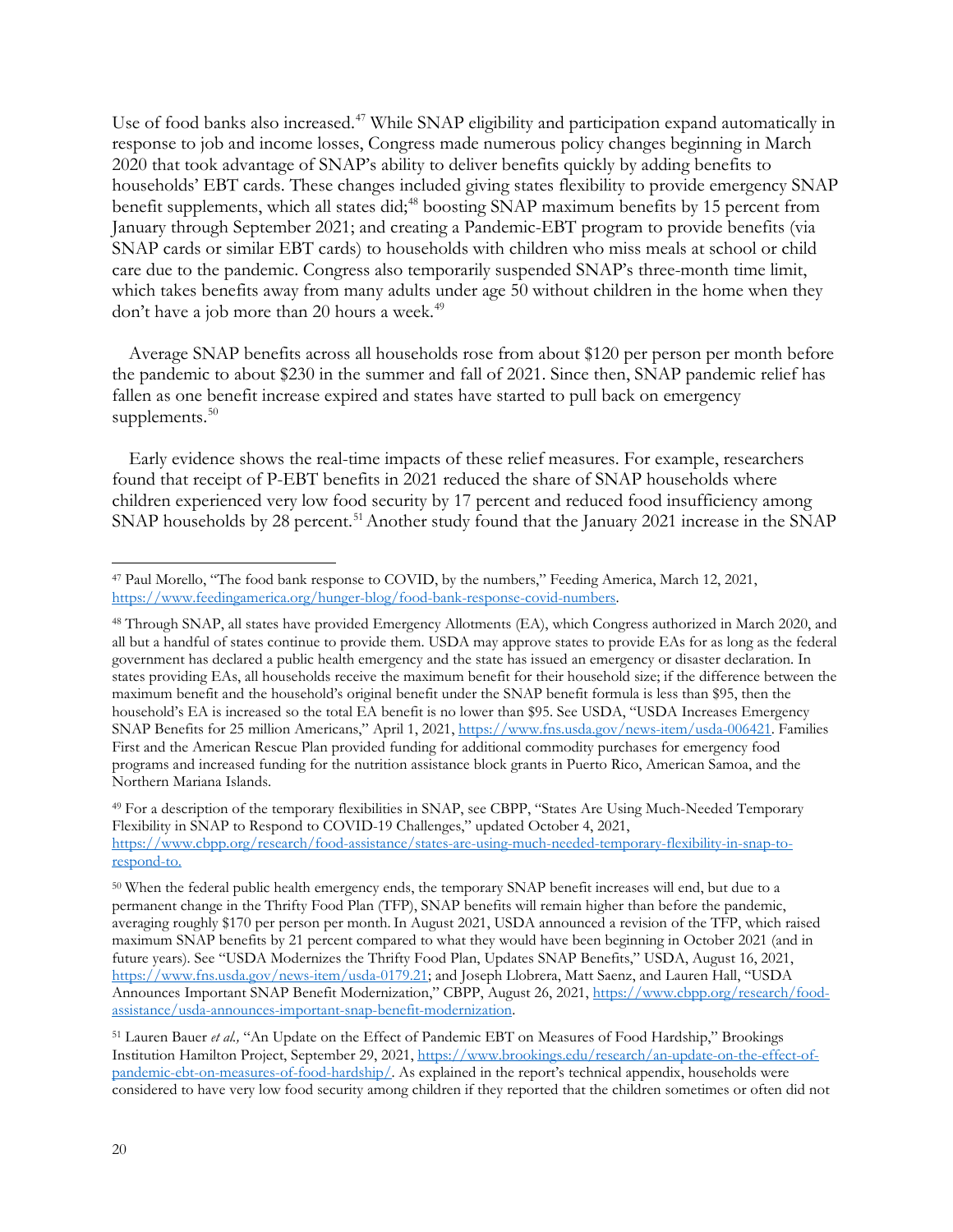Use of food banks also increased.[47] While SNAP eligibility and participation expand automatically in response to job and income losses, Congress made numerous policy changes beginning in March 2020 that took advantage of SNAP's ability to deliver benefits quickly by adding benefits to households' EBT cards. These changes included giving states flexibility to provide emergency SNAP benefit supplements, which all states did;[48] boosting SNAP maximum benefits by 15 percent from January through September 2021; and creating a Pandemic-EBT program to provide benefits (via SNAP cards or similar EBT cards) to households with children who miss meals at school or child care due to the pandemic. Congress also temporarily suspended SNAP's three-month time limit, which takes benefits away from many adults under age 50 without children in the home when they don't have a job more than 20 hours a week.[49]

Average SNAP benefits across all households rose from about $120 per person per month before the pandemic to about $230 in the summer and fall of 2021. Since then, SNAP pandemic relief has fallen as one benefit increase expired and states have started to pull back on emergency supplements.[50]

Early evidence shows the real-time impacts of these relief measures. For example, researchers found that receipt of P-EBT benefits in 2021 reduced the share of SNAP households where children experienced very low food security by 17 percent and reduced food insufficiency among SNAP households by 28 percent.[51] Another study found that the January 2021 increase in the SNAP

---

[47] Paul Morello, "The food bank response to COVID, by the numbers," Feeding America, March 12, 2021, https://www.feedingamerica.org/hunger-blog/food-bank-response-covid-numbers.

[48] Through SNAP, all states have provided Emergency Allotments (EA), which Congress authorized in March 2020, and all but a handful of states continue to provide them. USDA may approve states to provide EAs for as long as the federal government has declared a public health emergency and the state has issued an emergency or disaster declaration. In states providing EAs, all households receive the maximum benefit for their household size; if the difference between the maximum benefit and the household's original benefit under the SNAP benefit formula is less than $95, then the household's EA is increased so the total EA benefit is no lower than $95. See USDA, "USDA Increases Emergency SNAP Benefits for 25 million Americans," April 1, 2021, https://www.fns.usda.gov/news-item/usda-006421. Families First and the American Rescue Plan provided funding for additional commodity purchases for emergency food programs and increased funding for the nutrition assistance block grants in Puerto Rico, American Samoa, and the Northern Mariana Islands.

[49] For a description of the temporary flexibilities in SNAP, see CBPP, "States Are Using Much-Needed Temporary Flexibility in SNAP to Respond to COVID-19 Challenges," updated October 4, 2021, https://www.cbpp.org/research/food-assistance/states-are-using-much-needed-temporary-flexibility-in-snap-to-respond-to.

[50] When the federal public health emergency ends, the temporary SNAP benefit increases will end, but due to a permanent change in the Thrifty Food Plan (TFP), SNAP benefits will remain higher than before the pandemic, averaging roughly $170 per person per month. In August 2021, USDA announced a revision of the TFP, which raised maximum SNAP benefits by 21 percent compared to what they would have been beginning in October 2021 (and in future years). See "USDA Modernizes the Thrifty Food Plan, Updates SNAP Benefits," USDA, August 16, 2021, https://www.fns.usda.gov/news-item/usda-0179.21; and Joseph Llobrera, Matt Saenz, and Lauren Hall, "USDA Announces Important SNAP Benefit Modernization," CBPP, August 26, 2021, https://www.cbpp.org/research/food-assistance/usda-announces-important-snap-benefit-modernization.

[51] Lauren Bauer *et al.,* "An Update on the Effect of Pandemic EBT on Measures of Food Hardship," Brookings Institution Hamilton Project, September 29, 2021, https://www.brookings.edu/research/an-update-on-the-effect-of-pandemic-ebt-on-measures-of-food-hardship/. As explained in the report's technical appendix, households were considered to have very low food security among children if they reported that the children sometimes or often did not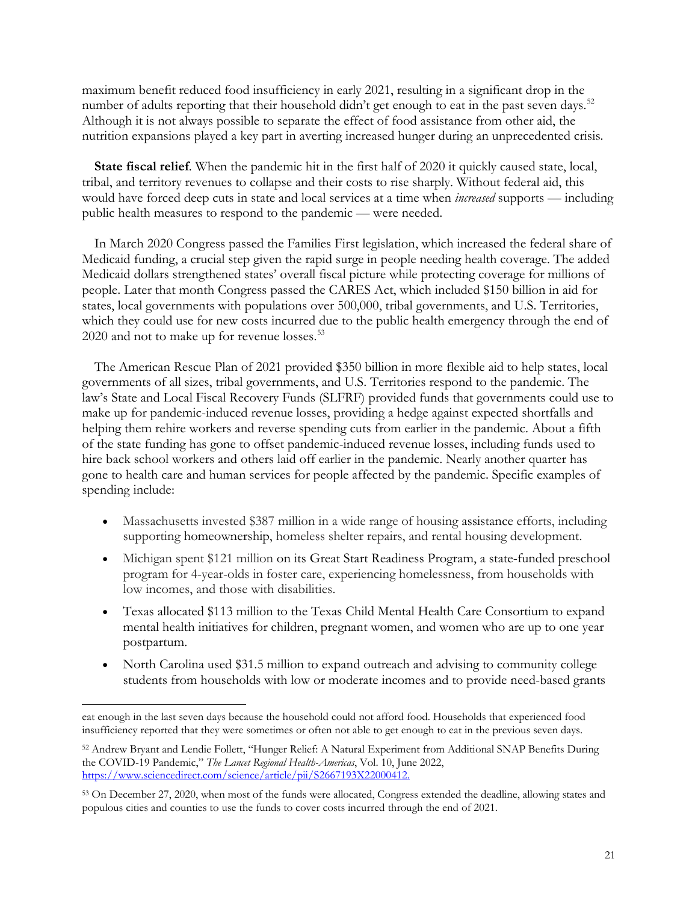maximum benefit reduced food insufficiency in early 2021, resulting in a significant drop in the number of adults reporting that their household didn't get enough to eat in the past seven days.[52] Although it is not always possible to separate the effect of food assistance from other aid, the nutrition expansions played a key part in averting increased hunger during an unprecedented crisis.

**State fiscal relief**. When the pandemic hit in the first half of 2020 it quickly caused state, local, tribal, and territory revenues to collapse and their costs to rise sharply. Without federal aid, this would have forced deep cuts in state and local services at a time when *increased* supports — including public health measures to respond to the pandemic — were needed.

In March 2020 Congress passed the Families First legislation, which increased the federal share of Medicaid funding, a crucial step given the rapid surge in people needing health coverage. The added Medicaid dollars strengthened states' overall fiscal picture while protecting coverage for millions of people. Later that month Congress passed the CARES Act, which included $150 billion in aid for states, local governments with populations over 500,000, tribal governments, and U.S. Territories, which they could use for new costs incurred due to the public health emergency through the end of 2020 and not to make up for revenue losses.[53]

The American Rescue Plan of 2021 provided $350 billion in more flexible aid to help states, local governments of all sizes, tribal governments, and U.S. Territories respond to the pandemic. The law's State and Local Fiscal Recovery Funds (SLFRF) provided funds that governments could use to make up for pandemic-induced revenue losses, providing a hedge against expected shortfalls and helping them rehire workers and reverse spending cuts from earlier in the pandemic. About a fifth of the state funding has gone to offset pandemic-induced revenue losses, including funds used to hire back school workers and others laid off earlier in the pandemic. Nearly another quarter has gone to health care and human services for people affected by the pandemic. Specific examples of spending include:

- Massachusetts invested $387 million in a wide range of housing assistance efforts, including supporting homeownership, homeless shelter repairs, and rental housing development.
- Michigan spent $121 million on its Great Start Readiness Program, a state-funded preschool program for 4-year-olds in foster care, experiencing homelessness, from households with low incomes, and those with disabilities.
- Texas allocated $113 million to the Texas Child Mental Health Care Consortium to expand mental health initiatives for children, pregnant women, and women who are up to one year postpartum.
- North Carolina used $31.5 million to expand outreach and advising to community college students from households with low or moderate incomes and to provide need-based grants

---

eat enough in the last seven days because the household could not afford food. Households that experienced food insufficiency reported that they were sometimes or often not able to get enough to eat in the previous seven days.

[52] Andrew Bryant and Lendie Follett, "Hunger Relief: A Natural Experiment from Additional SNAP Benefits During the COVID-19 Pandemic," *The Lancet Regional Health-Americas*, Vol. 10, June 2022, https://www.sciencedirect.com/science/article/pii/S2667193X22000412.

[53] On December 27, 2020, when most of the funds were allocated, Congress extended the deadline, allowing states and populous cities and counties to use the funds to cover costs incurred through the end of 2021.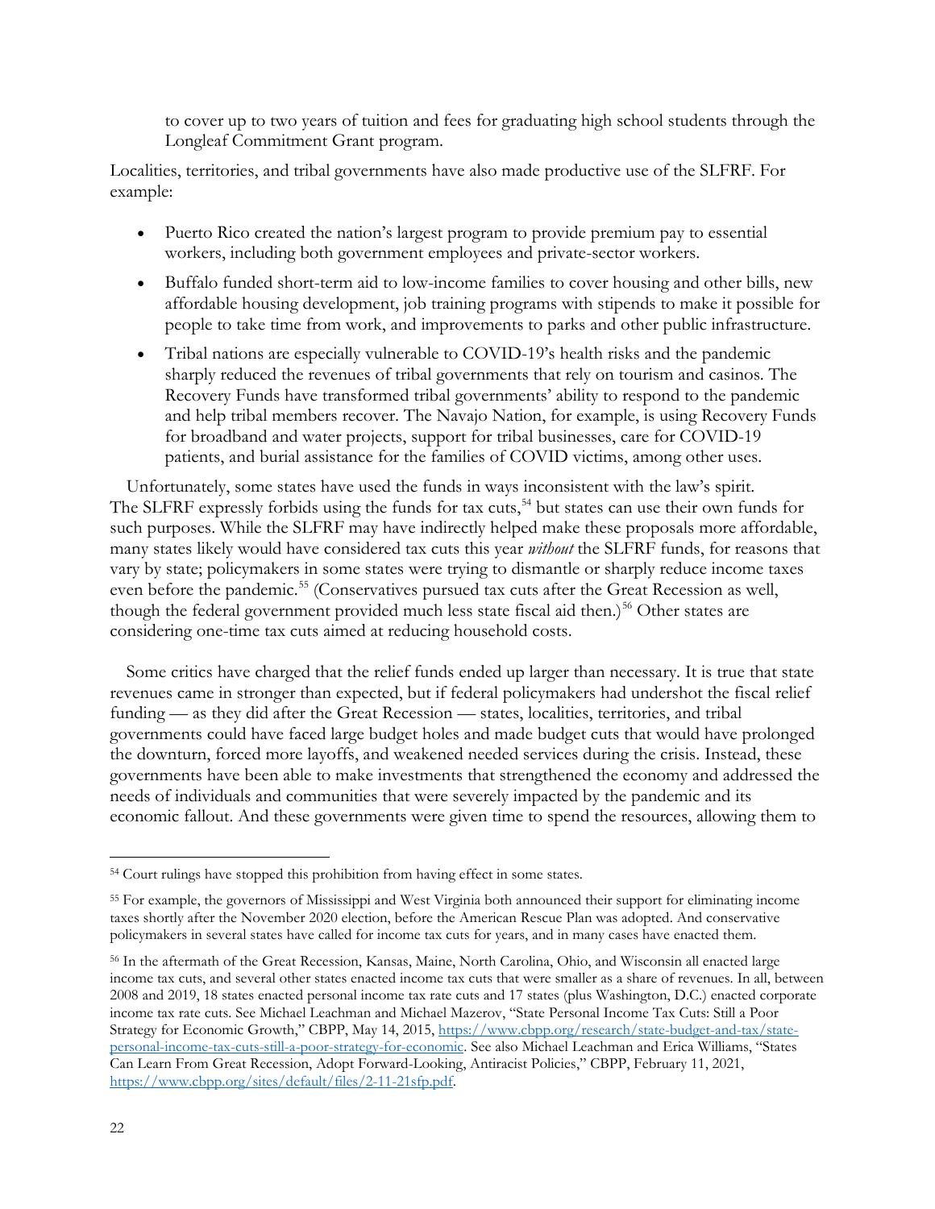to cover up to two years of tuition and fees for graduating high school students through the Longleaf Commitment Grant program.

Localities, territories, and tribal governments have also made productive use of the SLFRF. For example:

- Puerto Rico created the nation's largest program to provide premium pay to essential workers, including both government employees and private-sector workers.
- Buffalo funded short-term aid to low-income families to cover housing and other bills, new affordable housing development, job training programs with stipends to make it possible for people to take time from work, and improvements to parks and other public infrastructure.
- Tribal nations are especially vulnerable to COVID-19's health risks and the pandemic sharply reduced the revenues of tribal governments that rely on tourism and casinos. The Recovery Funds have transformed tribal governments' ability to respond to the pandemic and help tribal members recover. The Navajo Nation, for example, is using Recovery Funds for broadband and water projects, support for tribal businesses, care for COVID-19 patients, and burial assistance for the families of COVID victims, among other uses.

Unfortunately, some states have used the funds in ways inconsistent with the law's spirit. The SLFRF expressly forbids using the funds for tax cuts,[54] but states can use their own funds for such purposes. While the SLFRF may have indirectly helped make these proposals more affordable, many states likely would have considered tax cuts this year *without* the SLFRF funds, for reasons that vary by state; policymakers in some states were trying to dismantle or sharply reduce income taxes even before the pandemic.[55] (Conservatives pursued tax cuts after the Great Recession as well, though the federal government provided much less state fiscal aid then.)[56] Other states are considering one-time tax cuts aimed at reducing household costs.

Some critics have charged that the relief funds ended up larger than necessary. It is true that state revenues came in stronger than expected, but if federal policymakers had undershot the fiscal relief funding — as they did after the Great Recession — states, localities, territories, and tribal governments could have faced large budget holes and made budget cuts that would have prolonged the downturn, forced more layoffs, and weakened needed services during the crisis. Instead, these governments have been able to make investments that strengthened the economy and addressed the needs of individuals and communities that were severely impacted by the pandemic and its economic fallout. And these governments were given time to spend the resources, allowing them to

---

[54] Court rulings have stopped this prohibition from having effect in some states.

[55] For example, the governors of Mississippi and West Virginia both announced their support for eliminating income taxes shortly after the November 2020 election, before the American Rescue Plan was adopted. And conservative policymakers in several states have called for income tax cuts for years, and in many cases have enacted them.

[56] In the aftermath of the Great Recession, Kansas, Maine, North Carolina, Ohio, and Wisconsin all enacted large income tax cuts, and several other states enacted income tax cuts that were smaller as a share of revenues. In all, between 2008 and 2019, 18 states enacted personal income tax rate cuts and 17 states (plus Washington, D.C.) enacted corporate income tax rate cuts. See Michael Leachman and Michael Mazerov, "State Personal Income Tax Cuts: Still a Poor Strategy for Economic Growth," CBPP, May 14, 2015, https://www.cbpp.org/research/state-budget-and-tax/state-personal-income-tax-cuts-still-a-poor-strategy-for-economic. See also Michael Leachman and Erica Williams, "States Can Learn From Great Recession, Adopt Forward-Looking, Antiracist Policies," CBPP, February 11, 2021, https://www.cbpp.org/sites/default/files/2-11-21sfp.pdf.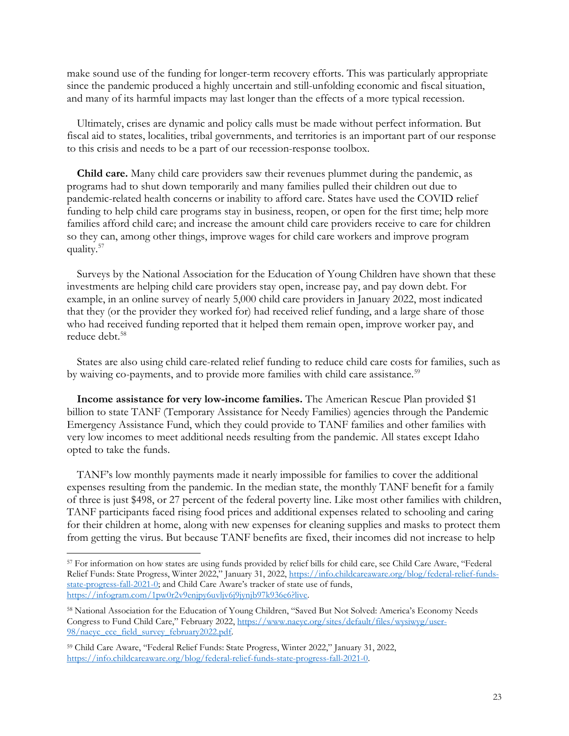make sound use of the funding for longer-term recovery efforts. This was particularly appropriate since the pandemic produced a highly uncertain and still-unfolding economic and fiscal situation, and many of its harmful impacts may last longer than the effects of a more typical recession.

Ultimately, crises are dynamic and policy calls must be made without perfect information. But fiscal aid to states, localities, tribal governments, and territories is an important part of our response to this crisis and needs to be a part of our recession-response toolbox.

**Child care.** Many child care providers saw their revenues plummet during the pandemic, as programs had to shut down temporarily and many families pulled their children out due to pandemic-related health concerns or inability to afford care. States have used the COVID relief funding to help child care programs stay in business, reopen, or open for the first time; help more families afford child care; and increase the amount child care providers receive to care for children so they can, among other things, improve wages for child care workers and improve program quality.[57]

Surveys by the National Association for the Education of Young Children have shown that these investments are helping child care providers stay open, increase pay, and pay down debt. For example, in an online survey of nearly 5,000 child care providers in January 2022, most indicated that they (or the provider they worked for) had received relief funding, and a large share of those who had received funding reported that it helped them remain open, improve worker pay, and reduce debt.[58]

States are also using child care-related relief funding to reduce child care costs for families, such as by waiving co-payments, and to provide more families with child care assistance.[59]

**Income assistance for very low-income families.** The American Rescue Plan provided $1 billion to state TANF (Temporary Assistance for Needy Families) agencies through the Pandemic Emergency Assistance Fund, which they could provide to TANF families and other families with very low incomes to meet additional needs resulting from the pandemic. All states except Idaho opted to take the funds.

TANF's low monthly payments made it nearly impossible for families to cover the additional expenses resulting from the pandemic. In the median state, the monthly TANF benefit for a family of three is just $498, or 27 percent of the federal poverty line. Like most other families with children, TANF participants faced rising food prices and additional expenses related to schooling and caring for their children at home, along with new expenses for cleaning supplies and masks to protect them from getting the virus. But because TANF benefits are fixed, their incomes did not increase to help

---

[57] For information on how states are using funds provided by relief bills for child care, see Child Care Aware, "Federal Relief Funds: State Progress, Winter 2022," January 31, 2022, https://info.childcareaware.org/blog/federal-relief-funds-state-progress-fall-2021-0; and Child Care Aware's tracker of state use of funds, https://infogram.com/1pw0r2v9enjpy6uvljv6j9jynjb97k936e6?live.

[58] National Association for the Education of Young Children, "Saved But Not Solved: America's Economy Needs Congress to Fund Child Care," February 2022, https://www.naeyc.org/sites/default/files/wysiwyg/user-98/naeyc_ece_field_survey_february2022.pdf.

[59] Child Care Aware, "Federal Relief Funds: State Progress, Winter 2022," January 31, 2022, https://info.childcareaware.org/blog/federal-relief-funds-state-progress-fall-2021-0.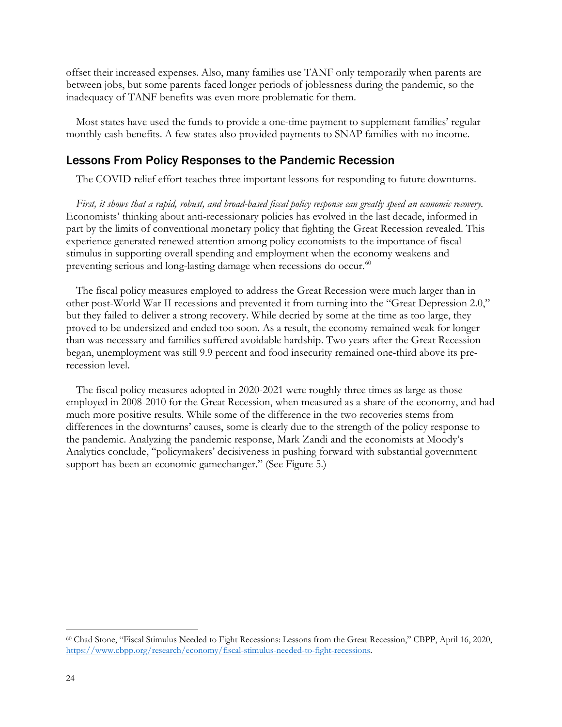offset their increased expenses. Also, many families use TANF only temporarily when parents are between jobs, but some parents faced longer periods of joblessness during the pandemic, so the inadequacy of TANF benefits was even more problematic for them.

Most states have used the funds to provide a one-time payment to supplement families' regular monthly cash benefits. A few states also provided payments to SNAP families with no income.

## Lessons From Policy Responses to the Pandemic Recession

The COVID relief effort teaches three important lessons for responding to future downturns.

*First, it shows that a rapid, robust, and broad-based fiscal policy response can greatly speed an economic recovery.* Economists' thinking about anti-recessionary policies has evolved in the last decade, informed in part by the limits of conventional monetary policy that fighting the Great Recession revealed. This experience generated renewed attention among policy economists to the importance of fiscal stimulus in supporting overall spending and employment when the economy weakens and preventing serious and long-lasting damage when recessions do occur.[60]

The fiscal policy measures employed to address the Great Recession were much larger than in other post-World War II recessions and prevented it from turning into the "Great Depression 2.0," but they failed to deliver a strong recovery. While decried by some at the time as too large, they proved to be undersized and ended too soon. As a result, the economy remained weak for longer than was necessary and families suffered avoidable hardship. Two years after the Great Recession began, unemployment was still 9.9 percent and food insecurity remained one-third above its pre-recession level.

The fiscal policy measures adopted in 2020-2021 were roughly three times as large as those employed in 2008-2010 for the Great Recession, when measured as a share of the economy, and had much more positive results. While some of the difference in the two recoveries stems from differences in the downturns' causes, some is clearly due to the strength of the policy response to the pandemic. Analyzing the pandemic response, Mark Zandi and the economists at Moody's Analytics conclude, "policymakers' decisiveness in pushing forward with substantial government support has been an economic gamechanger." (See Figure 5.)

---

[60] Chad Stone, "Fiscal Stimulus Needed to Fight Recessions: Lessons from the Great Recession," CBPP, April 16, 2020, https://www.cbpp.org/research/economy/fiscal-stimulus-needed-to-fight-recessions.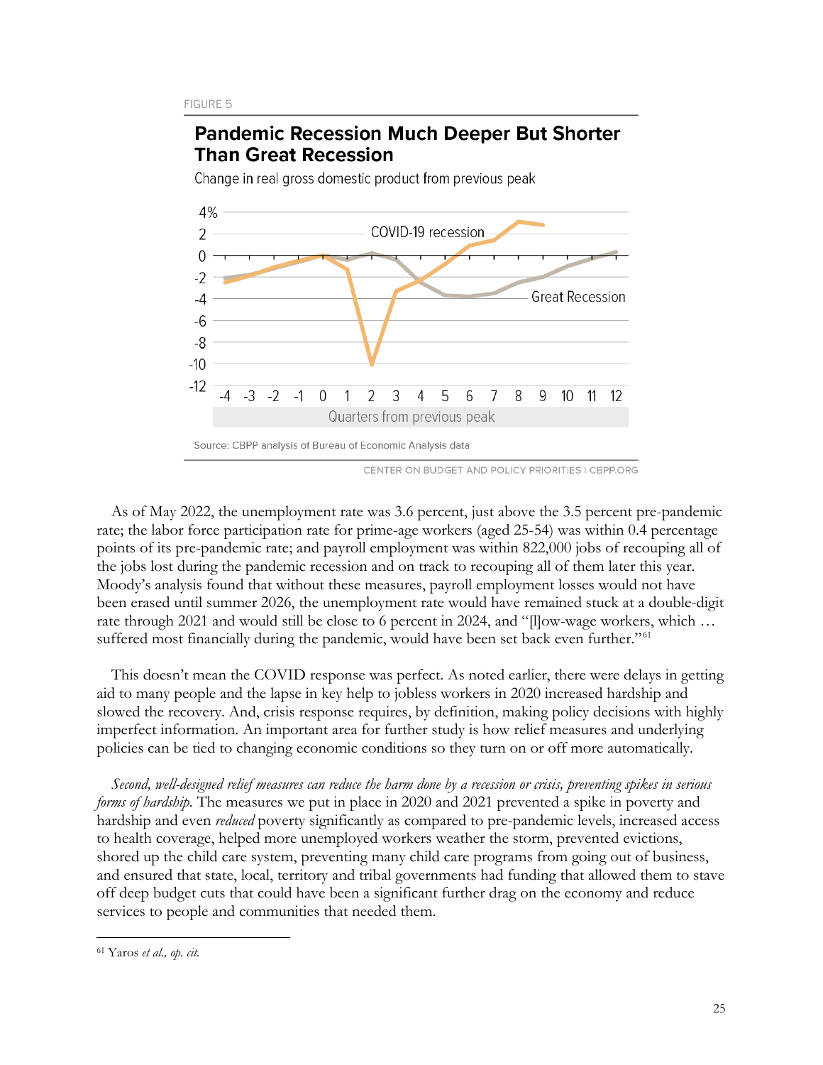FIGURE 5

**Pandemic Recession Much Deeper But Shorter Than Great Recession**

Change in real gross domestic product from previous peak

Source: CBPP analysis of Bureau of Economic Analysis data

CENTER ON BUDGET AND POLICY PRIORITIES | CBPP.ORG

As of May 2022, the unemployment rate was 3.6 percent, just above the 3.5 percent pre-pandemic rate; the labor force participation rate for prime-age workers (aged 25-54) was within 0.4 percentage points of its pre-pandemic rate; and payroll employment was within 822,000 jobs of recouping all of the jobs lost during the pandemic recession and on track to recouping all of them later this year. Moody's analysis found that without these measures, payroll employment losses would not have been erased until summer 2026, the unemployment rate would have remained stuck at a double-digit rate through 2021 and would still be close to 6 percent in 2024, and "[l]ow-wage workers, which … suffered most financially during the pandemic, would have been set back even further."[61]

This doesn't mean the COVID response was perfect. As noted earlier, there were delays in getting aid to many people and the lapse in key help to jobless workers in 2020 increased hardship and slowed the recovery. And, crisis response requires, by definition, making policy decisions with highly imperfect information. An important area for further study is how relief measures and underlying policies can be tied to changing economic conditions so they turn on or off more automatically.

*Second, well-designed relief measures can reduce the harm done by a recession or crisis, preventing spikes in serious forms of hardship.* The measures we put in place in 2020 and 2021 prevented a spike in poverty and hardship and even *reduced* poverty significantly as compared to pre-pandemic levels, increased access to health coverage, helped more unemployed workers weather the storm, prevented evictions, shored up the child care system, preventing many child care programs from going out of business, and ensured that state, local, territory and tribal governments had funding that allowed them to stave off deep budget cuts that could have been a significant further drag on the economy and reduce services to people and communities that needed them.

[61] Yaros *et al., op. cit.*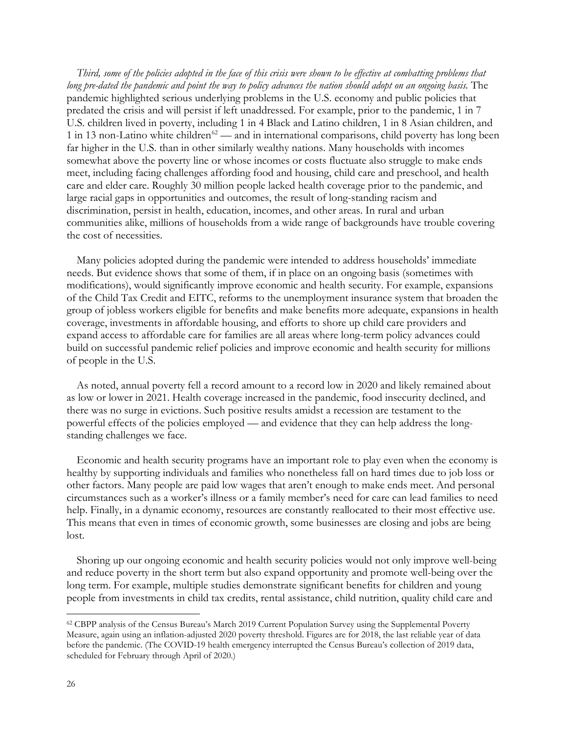*Third, some of the policies adopted in the face of this crisis were shown to be effective at combatting problems that long pre-dated the pandemic and point the way to policy advances the nation should adopt on an ongoing basis.* The pandemic highlighted serious underlying problems in the U.S. economy and public policies that predated the crisis and will persist if left unaddressed. For example, prior to the pandemic, 1 in 7 U.S. children lived in poverty, including 1 in 4 Black and Latino children, 1 in 8 Asian children, and 1 in 13 non-Latino white children[62] — and in international comparisons, child poverty has long been far higher in the U.S. than in other similarly wealthy nations. Many households with incomes somewhat above the poverty line or whose incomes or costs fluctuate also struggle to make ends meet, including facing challenges affording food and housing, child care and preschool, and health care and elder care. Roughly 30 million people lacked health coverage prior to the pandemic, and large racial gaps in opportunities and outcomes, the result of long-standing racism and discrimination, persist in health, education, incomes, and other areas. In rural and urban communities alike, millions of households from a wide range of backgrounds have trouble covering the cost of necessities.

Many policies adopted during the pandemic were intended to address households' immediate needs. But evidence shows that some of them, if in place on an ongoing basis (sometimes with modifications), would significantly improve economic and health security. For example, expansions of the Child Tax Credit and EITC, reforms to the unemployment insurance system that broaden the group of jobless workers eligible for benefits and make benefits more adequate, expansions in health coverage, investments in affordable housing, and efforts to shore up child care providers and expand access to affordable care for families are all areas where long-term policy advances could build on successful pandemic relief policies and improve economic and health security for millions of people in the U.S.

As noted, annual poverty fell a record amount to a record low in 2020 and likely remained about as low or lower in 2021. Health coverage increased in the pandemic, food insecurity declined, and there was no surge in evictions. Such positive results amidst a recession are testament to the powerful effects of the policies employed — and evidence that they can help address the long-standing challenges we face.

Economic and health security programs have an important role to play even when the economy is healthy by supporting individuals and families who nonetheless fall on hard times due to job loss or other factors. Many people are paid low wages that aren't enough to make ends meet. And personal circumstances such as a worker's illness or a family member's need for care can lead families to need help. Finally, in a dynamic economy, resources are constantly reallocated to their most effective use. This means that even in times of economic growth, some businesses are closing and jobs are being lost.

Shoring up our ongoing economic and health security policies would not only improve well-being and reduce poverty in the short term but also expand opportunity and promote well-being over the long term. For example, multiple studies demonstrate significant benefits for children and young people from investments in child tax credits, rental assistance, child nutrition, quality child care and

---

[62] CBPP analysis of the Census Bureau's March 2019 Current Population Survey using the Supplemental Poverty Measure, again using an inflation-adjusted 2020 poverty threshold. Figures are for 2018, the last reliable year of data before the pandemic. (The COVID-19 health emergency interrupted the Census Bureau's collection of 2019 data, scheduled for February through April of 2020.)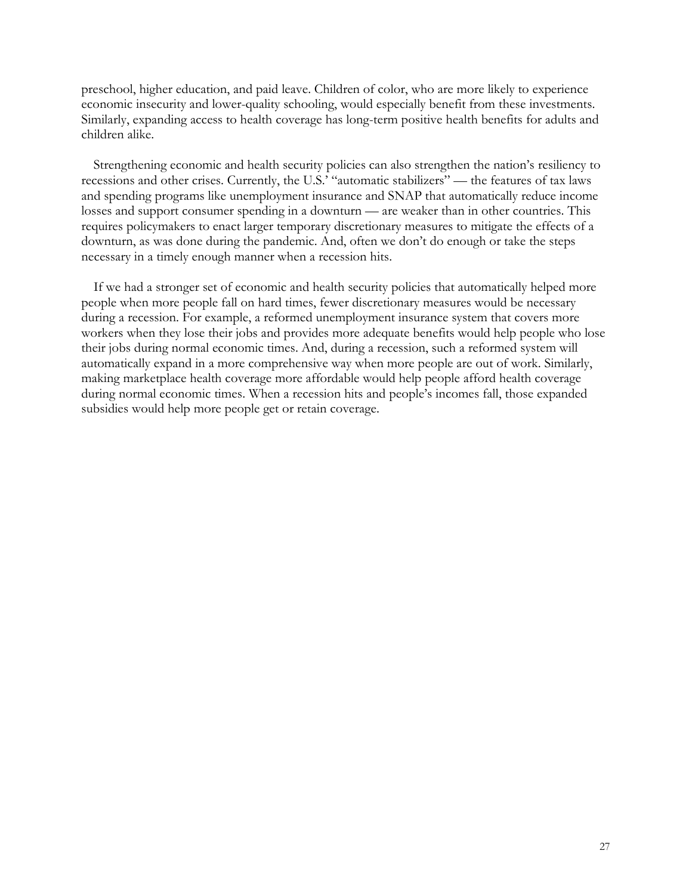preschool, higher education, and paid leave. Children of color, who are more likely to experience economic insecurity and lower-quality schooling, would especially benefit from these investments. Similarly, expanding access to health coverage has long-term positive health benefits for adults and children alike.

Strengthening economic and health security policies can also strengthen the nation's resiliency to recessions and other crises. Currently, the U.S.' "automatic stabilizers" — the features of tax laws and spending programs like unemployment insurance and SNAP that automatically reduce income losses and support consumer spending in a downturn — are weaker than in other countries. This requires policymakers to enact larger temporary discretionary measures to mitigate the effects of a downturn, as was done during the pandemic. And, often we don't do enough or take the steps necessary in a timely enough manner when a recession hits.

If we had a stronger set of economic and health security policies that automatically helped more people when more people fall on hard times, fewer discretionary measures would be necessary during a recession. For example, a reformed unemployment insurance system that covers more workers when they lose their jobs and provides more adequate benefits would help people who lose their jobs during normal economic times. And, during a recession, such a reformed system will automatically expand in a more comprehensive way when more people are out of work. Similarly, making marketplace health coverage more affordable would help people afford health coverage during normal economic times. When a recession hits and people's incomes fall, those expanded subsidies would help more people get or retain coverage.